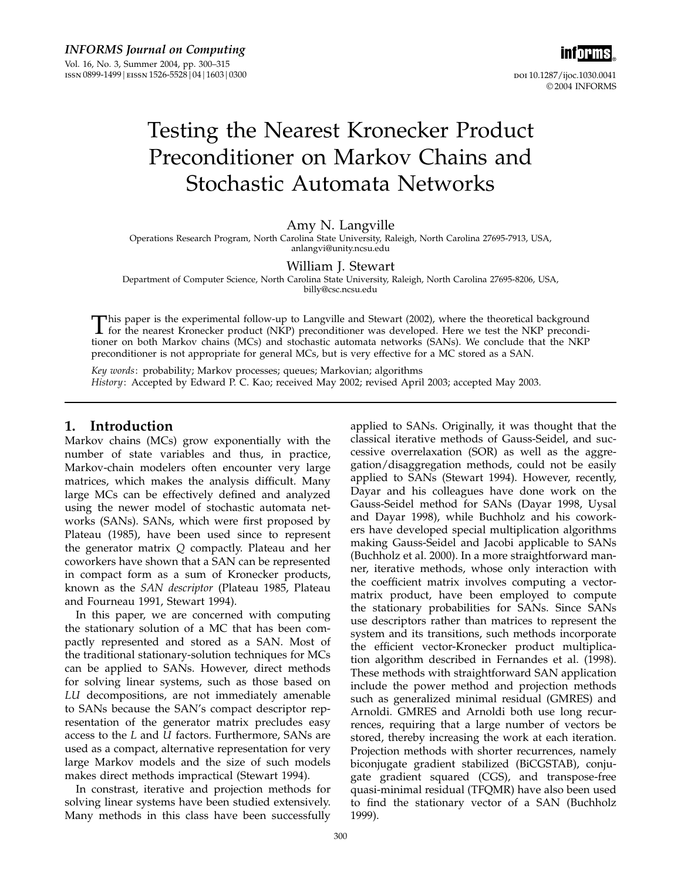# Testing the Nearest Kronecker Product Preconditioner on Markov Chains and Stochastic Automata Networks

Amy N. Langville

Operations Research Program, North Carolina State University, Raleigh, North Carolina 27695-7913, USA, anlangvi@unity.ncsu.edu

William J. Stewart

Department of Computer Science, North Carolina State University, Raleigh, North Carolina 27695-8206, USA, billy@csc.ncsu.edu

This paper is the experimental follow-up to Langville and Stewart (2002), where the theoretical background for the nearest Kronecker product (NKP) preconditioner was developed. Here we test the NKP preconditioner on both Markov chains (MCs) and stochastic automata networks (SANs). We conclude that the NKP preconditioner is not appropriate for general MCs, but is very effective for a MC stored as a SAN.

*Key words*: probability; Markov processes; queues; Markovian; algorithms

*History*: Accepted by Edward P. C. Kao; received May 2002; revised April 2003; accepted May 2003.

## 1. Introduction

Markov chains (MCs) grow exponentially with the number of state variables and thus, in practice, Markov-chain modelers often encounter very large matrices, which makes the analysis difficult. Many large MCs can be effectively defined and analyzed using the newer model of stochastic automata networks (SANs). SANs, which were first proposed by Plateau (1985), have been used since to represent the generator matrix $Q$ compactly. Plateau and her coworkers have shown that a SAN can be represented in compact form as a sum of Kronecker products, known as the *SAN descriptor* (Plateau 1985, Plateau and Fourneau 1991, Stewart 1994).

In this paper, we are concerned with computing the stationary solution of a MC that has been compactly represented and stored as a SAN. Most of the traditional stationary-solution techniques for MCs can be applied to SANs. However, direct methods for solving linear systems, such as those based on $LU$ decompositions, are not immediately amenable to SANs because the SAN's compact descriptor representation of the generator matrix precludes easy access to the $L$ and $U$ factors. Furthermore, SANs are used as a compact, alternative representation for very large Markov models and the size of such models makes direct methods impractical (Stewart 1994).

In constrast, iterative and projection methods for solving linear systems have been studied extensively. Many methods in this class have been successfully applied to SANs. Originally, it was thought that the classical iterative methods of Gauss-Seidel, and successive overrelaxation (SOR) as well as the aggregation/disaggregation methods, could not be easily applied to SANs (Stewart 1994). However, recently, Dayar and his colleagues have done work on the Gauss-Seidel method for SANs (Dayar 1998, Uysal and Dayar 1998), while Buchholz and his coworkers have developed special multiplication algorithms making Gauss-Seidel and Jacobi applicable to SANs (Buchholz et al. 2000). In a more straightforward manner, iterative methods, whose only interaction with the coefficient matrix involves computing a vector-matrix product, have been employed to compute the stationary probabilities for SANs. Since SANs use descriptors rather than matrices to represent the system and its transitions, such methods incorporate the efficient vector-Kronecker product multiplication algorithm described in Fernandes et al. (1998). These methods with straightforward SAN application include the power method and projection methods such as generalized minimal residual (GMRES) and Arnoldi. GMRES and Arnoldi both use long recurrences, requiring that a large number of vectors be stored, thereby increasing the work at each iteration. Projection methods with shorter recurrences, namely biconjugate gradient stabilized (BiCGSTAB), conjugate gradient squared (CGS), and transpose-free quasi-minimal residual (TFQMR) have also been used to find the stationary vector of a SAN (Buchholz 1999).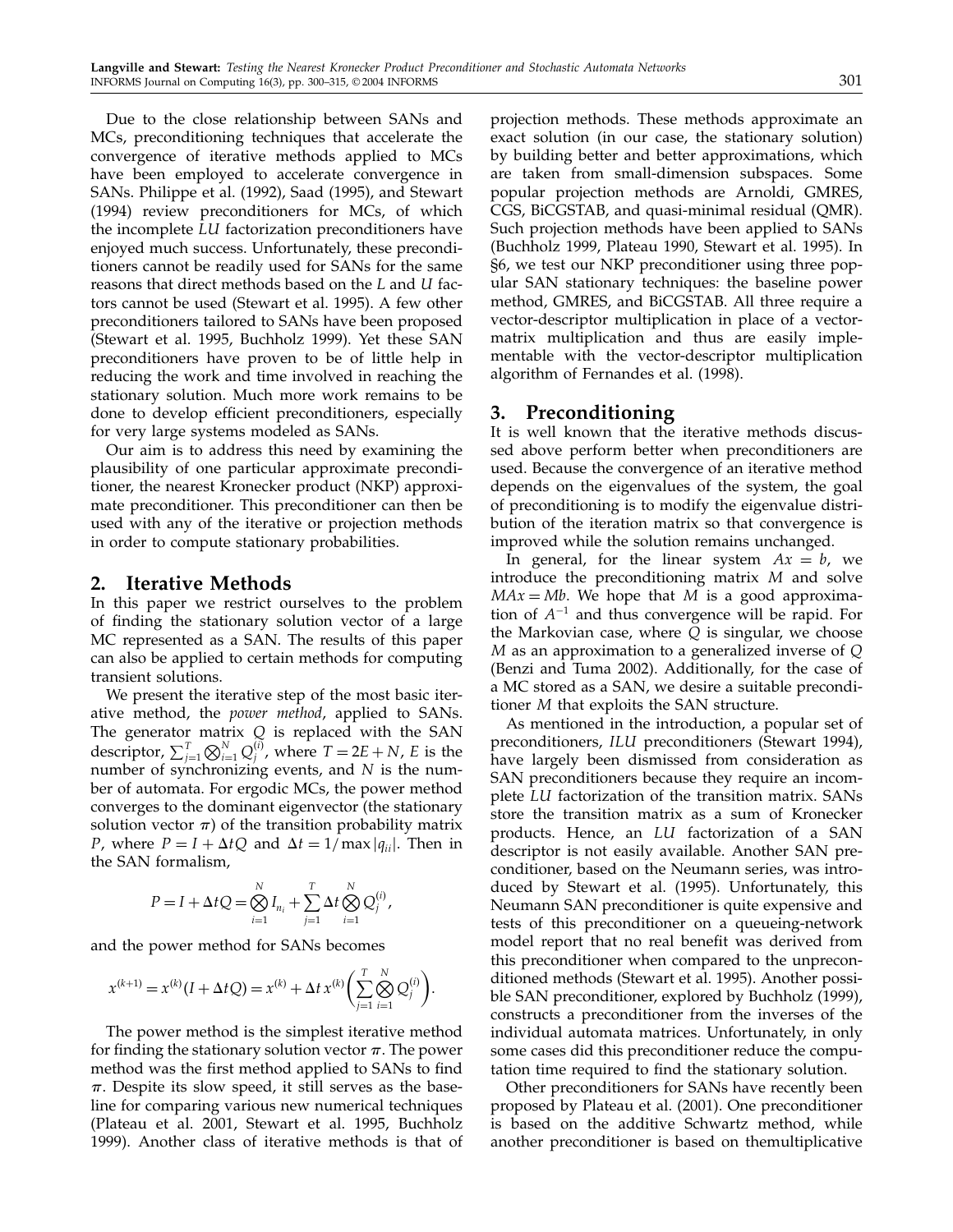Due to the close relationship between SANs and MCs, preconditioning techniques that accelerate the convergence of iterative methods applied to MCs have been employed to accelerate convergence in SANs. Philippe et al. (1992), Saad (1995), and Stewart (1994) review preconditioners for MCs, of which the incomplete *LU* factorization preconditioners have enjoyed much success. Unfortunately, these preconditioners cannot be readily used for SANs for the same reasons that direct methods based on the *L* and *U* factors cannot be used (Stewart et al. 1995). A few other preconditioners tailored to SANs have been proposed (Stewart et al. 1995, Buchholz 1999). Yet these SAN preconditioners have proven to be of little help in reducing the work and time involved in reaching the stationary solution. Much more work remains to be done to develop efficient preconditioners, especially for very large systems modeled as SANs.

Our aim is to address this need by examining the plausibility of one particular approximate preconditioner, the nearest Kronecker product (NKP) approximate preconditioner. This preconditioner can then be used with any of the iterative or projection methods in order to compute stationary probabilities.

## 2. Iterative Methods

In this paper we restrict ourselves to the problem of finding the stationary solution vector of a large MC represented as a SAN. The results of this paper can also be applied to certain methods for computing transient solutions.

We present the iterative step of the most basic iterative method, the *power method*, applied to SANs. The generator matrix $Q$ is replaced with the SAN descriptor, $\sum_{j=1}^{T} \bigotimes_{i=1}^{N} Q_j^{(i)}$, where $T = 2E + N$, $E$ is the number of synchronizing events, and $N$ is the number of automata. For ergodic MCs, the power method converges to the dominant eigenvector (the stationary solution vector $\pi$) of the transition probability matrix $P$, where $P = I + \Delta t Q$ and $\Delta t = 1/\max|q_{ii}|$. Then in the SAN formalism,

$$P = I + \Delta t Q = \bigotimes_{i=1}^{N} I_{n_i} + \sum_{j=1}^{T} \Delta t \bigotimes_{i=1}^{N} Q_j^{(i)},$$

and the power method for SANs becomes

$$x^{(k+1)} = x^{(k)}(I + \Delta t Q) = x^{(k)} + \Delta t\, x^{(k)} \left( \sum_{j=1}^{T} \bigotimes_{i=1}^{N} Q_j^{(i)} \right).$$

The power method is the simplest iterative method for finding the stationary solution vector $\pi$. The power method was the first method applied to SANs to find $\pi$. Despite its slow speed, it still serves as the baseline for comparing various new numerical techniques (Plateau et al. 2001, Stewart et al. 1995, Buchholz 1999). Another class of iterative methods is that of projection methods. These methods approximate an exact solution (in our case, the stationary solution) by building better and better approximations, which are taken from small-dimension subspaces. Some popular projection methods are Arnoldi, GMRES, CGS, BiCGSTAB, and quasi-minimal residual (QMR). Such projection methods have been applied to SANs (Buchholz 1999, Plateau 1990, Stewart et al. 1995). In §6, we test our NKP preconditioner using three popular SAN stationary techniques: the baseline power method, GMRES, and BiCGSTAB. All three require a vector-descriptor multiplication in place of a vector-matrix multiplication and thus are easily implementable with the vector-descriptor multiplication algorithm of Fernandes et al. (1998).

## 3. Preconditioning

It is well known that the iterative methods discussed above perform better when preconditioners are used. Because the convergence of an iterative method depends on the eigenvalues of the system, the goal of preconditioning is to modify the eigenvalue distribution of the iteration matrix so that convergence is improved while the solution remains unchanged.

In general, for the linear system $Ax = b$, we introduce the preconditioning matrix $M$ and solve $MAx = Mb$. We hope that $M$ is a good approximation of $A^{-1}$ and thus convergence will be rapid. For the Markovian case, where $Q$ is singular, we choose $M$ as an approximation to a generalized inverse of $Q$ (Benzi and Tuma 2002). Additionally, for the case of a MC stored as a SAN, we desire a suitable preconditioner $M$ that exploits the SAN structure.

As mentioned in the introduction, a popular set of preconditioners, *ILU* preconditioners (Stewart 1994), have largely been dismissed from consideration as SAN preconditioners because they require an incomplete *LU* factorization of the transition matrix. SANs store the transition matrix as a sum of Kronecker products. Hence, an *LU* factorization of a SAN descriptor is not easily available. Another SAN preconditioner, based on the Neumann series, was introduced by Stewart et al. (1995). Unfortunately, this Neumann SAN preconditioner is quite expensive and tests of this preconditioner on a queueing-network model report that no real benefit was derived from this preconditioner when compared to the unpreconditioned methods (Stewart et al. 1995). Another possible SAN preconditioner, explored by Buchholz (1999), constructs a preconditioner from the inverses of the individual automata matrices. Unfortunately, in only some cases did this preconditioner reduce the computation time required to find the stationary solution.

Other preconditioners for SANs have recently been proposed by Plateau et al. (2001). One preconditioner is based on the additive Schwartz method, while another preconditioner is based on themultiplicative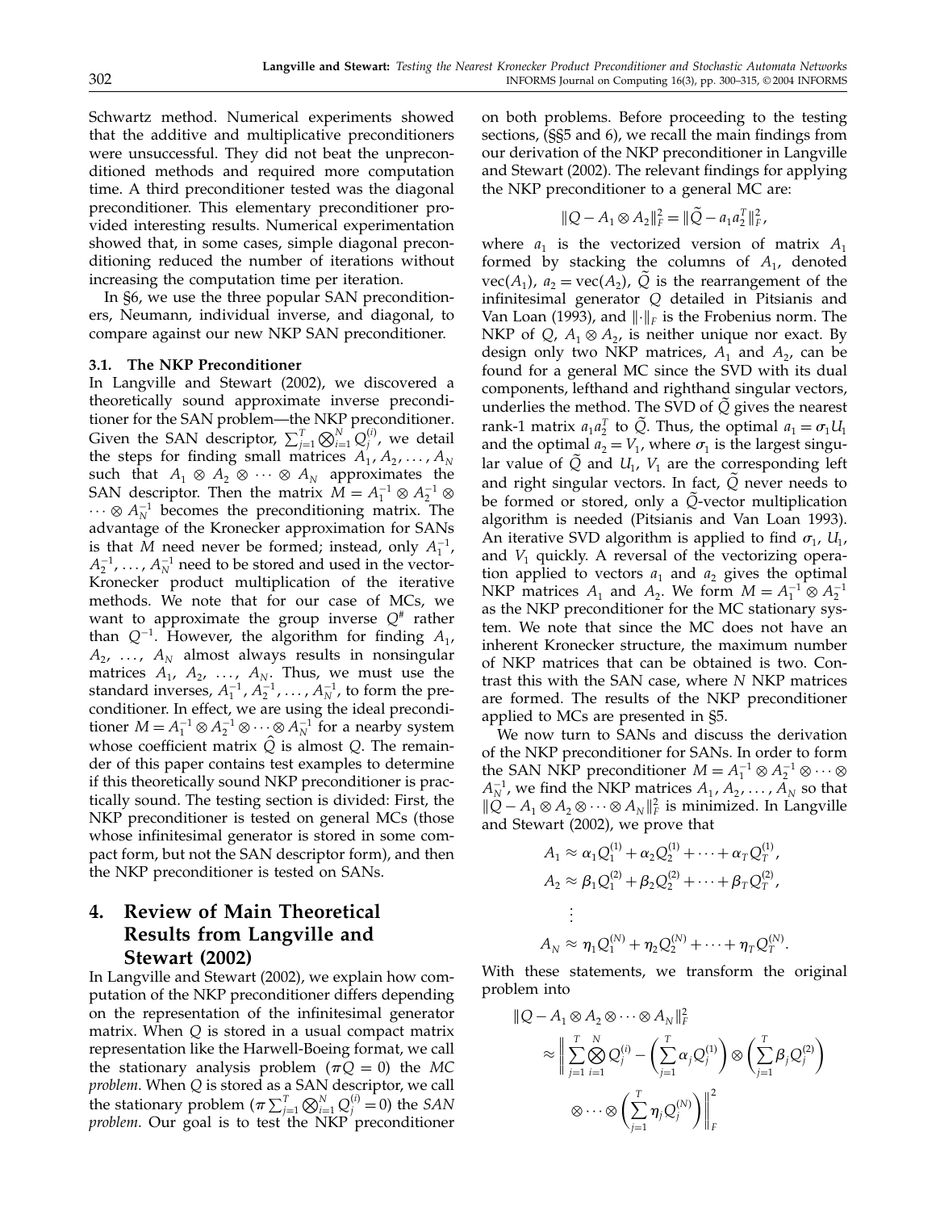Schwartz method. Numerical experiments showed that the additive and multiplicative preconditioners were unsuccessful. They did not beat the unpreconditioned methods and required more computation time. A third preconditioner tested was the diagonal preconditioner. This elementary preconditioner provided interesting results. Numerical experimentation showed that, in some cases, simple diagonal preconditioning reduced the number of iterations without increasing the computation time per iteration.

In §6, we use the three popular SAN preconditioners, Neumann, individual inverse, and diagonal, to compare against our new NKP SAN preconditioner.

### 3.1. The NKP Preconditioner

In Langville and Stewart (2002), we discovered a theoretically sound approximate inverse preconditioner for the SAN problem—the NKP preconditioner. Given the SAN descriptor, $\sum_{j=1}^{T}\bigotimes_{i=1}^{N} Q_j^{(i)}$, we detail the steps for finding small matrices $A_1, A_2, \ldots, A_N$ such that $A_1 \otimes A_2 \otimes \cdots \otimes A_N$ approximates the SAN descriptor. Then the matrix $M = A_1^{-1} \otimes A_2^{-1} \otimes \cdots \otimes A_N^{-1}$ becomes the preconditioning matrix. The advantage of the Kronecker approximation for SANs is that $M$ need never be formed; instead, only $A_1^{-1}$, $A_2^{-1}, \ldots, A_N^{-1}$ need to be stored and used in the vector-Kronecker product multiplication of the iterative methods. We note that for our case of MCs, we want to approximate the group inverse $Q^{\#}$ rather than $Q^{-1}$. However, the algorithm for finding $A_1$, $A_2, \ldots, A_N$ almost always results in nonsingular matrices $A_1, A_2, \ldots, A_N$. Thus, we must use the standard inverses, $A_1^{-1}, A_2^{-1}, \ldots, A_N^{-1}$, to form the preconditioner. In effect, we are using the ideal preconditioner $M = A_1^{-1} \otimes A_2^{-1} \otimes \cdots \otimes A_N^{-1}$ for a nearby system whose coefficient matrix $\hat{Q}$ is almost $Q$. The remainder of this paper contains test examples to determine if this theoretically sound NKP preconditioner is practically sound. The testing section is divided: First, the NKP preconditioner is tested on general MCs (those whose infinitesimal generator is stored in some compact form, but not the SAN descriptor form), and then the NKP preconditioner is tested on SANs.

## 4. Review of Main Theoretical Results from Langville and Stewart (2002)

In Langville and Stewart (2002), we explain how computation of the NKP preconditioner differs depending on the representation of the infinitesimal generator matrix. When $Q$ is stored in a usual compact matrix representation like the Harwell-Boeing format, we call the stationary analysis problem ($\pi Q = 0$) the *MC problem*. When $Q$ is stored as a SAN descriptor, we call the stationary problem ($\pi \sum_{j=1}^{T}\bigotimes_{i=1}^{N} Q_j^{(i)} = 0$) the *SAN problem*. Our goal is to test the NKP preconditioner on both problems. Before proceeding to the testing sections, (§§5 and 6), we recall the main findings from our derivation of the NKP preconditioner in Langville and Stewart (2002). The relevant findings for applying the NKP preconditioner to a general MC are:

$$\|Q - A_1 \otimes A_2\|_F^2 = \|\tilde{Q} - a_1 a_2^T\|_F^2,$$

where $a_1$ is the vectorized version of matrix $A_1$ formed by stacking the columns of $A_1$, denoted $\text{vec}(A_1)$, $a_2 = \text{vec}(A_2)$, $\tilde{Q}$ is the rearrangement of the infinitesimal generator $Q$ detailed in Pitsianis and Van Loan (1993), and $\|\cdot\|_F$ is the Frobenius norm. The NKP of $Q$, $A_1 \otimes A_2$, is neither unique nor exact. By design only two NKP matrices, $A_1$ and $A_2$, can be found for a general MC since the SVD with its dual components, lefthand and righthand singular vectors, underlies the method. The SVD of $\tilde{Q}$ gives the nearest rank-1 matrix $a_1 a_2^T$ to $\tilde{Q}$. Thus, the optimal $a_1 = \sigma_1 U_1$ and the optimal $a_2 = V_1$, where $\sigma_1$ is the largest singular value of $\tilde{Q}$ and $U_1$, $V_1$ are the corresponding left and right singular vectors. In fact, $\tilde{Q}$ never needs to be formed or stored, only a $\tilde{Q}$-vector multiplication algorithm is needed (Pitsianis and Van Loan 1993). An iterative SVD algorithm is applied to find $\sigma_1$, $U_1$, and $V_1$ quickly. A reversal of the vectorizing operation applied to vectors $a_1$ and $a_2$ gives the optimal NKP matrices $A_1$ and $A_2$. We form $M = A_1^{-1} \otimes A_2^{-1}$ as the NKP preconditioner for the MC stationary system. We note that since the MC does not have an inherent Kronecker structure, the maximum number of NKP matrices that can be obtained is two. Contrast this with the SAN case, where $N$ NKP matrices are formed. The results of the NKP preconditioner applied to MCs are presented in §5.

We now turn to SANs and discuss the derivation of the NKP preconditioner for SANs. In order to form the SAN NKP preconditioner $M = A_1^{-1} \otimes A_2^{-1} \otimes \cdots \otimes A_N^{-1}$, we find the NKP matrices $A_1, A_2, \ldots, A_N$ so that $\|Q - A_1 \otimes A_2 \otimes \cdots \otimes A_N\|_F^2$ is minimized. In Langville and Stewart (2002), we prove that

$$\begin{aligned}
A_1 &\approx \alpha_1 Q_1^{(1)} + \alpha_2 Q_2^{(1)} + \cdots + \alpha_T Q_T^{(1)}, \\
A_2 &\approx \beta_1 Q_1^{(2)} + \beta_2 Q_2^{(2)} + \cdots + \beta_T Q_T^{(2)}, \\
&\vdots \\
A_N &\approx \eta_1 Q_1^{(N)} + \eta_2 Q_2^{(N)} + \cdots + \eta_T Q_T^{(N)}.
\end{aligned}$$

With these statements, we transform the original problem into

$$\begin{aligned}
&\|Q - A_1 \otimes A_2 \otimes \cdots \otimes A_N\|_F^2 \\
&\quad \approx \left\| \sum_{j=1}^{T}\bigotimes_{i=1}^{N} Q_j^{(i)} - \left(\sum_{j=1}^{T} \alpha_j Q_j^{(1)}\right) \otimes \left(\sum_{j=1}^{T} \beta_j Q_j^{(2)}\right) \right. \\
&\qquad \left. \otimes \cdots \otimes \left(\sum_{j=1}^{T} \eta_j Q_j^{(N)}\right) \right\|_F^2
\end{aligned}$$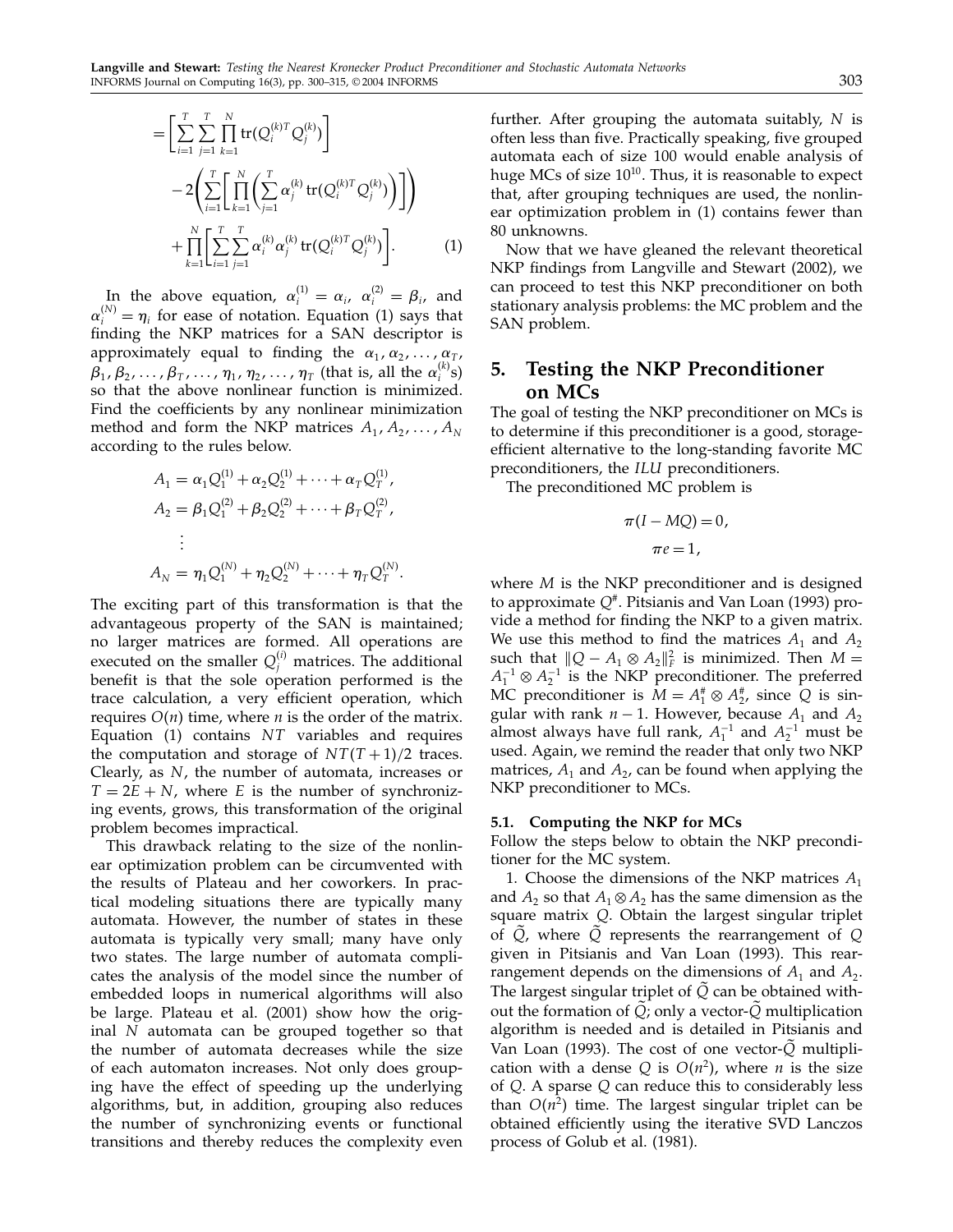$$
= \left[ \sum_{i=1}^{T} \sum_{j=1}^{T} \prod_{k=1}^{N} \operatorname{tr}(Q_i^{(k)T} Q_j^{(k)}) \right] - 2 \left( \sum_{i=1}^{T} \left[ \prod_{k=1}^{N} \left( \sum_{j=1}^{T} \alpha_j^{(k)} \operatorname{tr}(Q_i^{(k)T} Q_j^{(k)}) \right) \right] \right) + \prod_{k=1}^{N} \left[ \sum_{i=1}^{T} \sum_{j=1}^{T} \alpha_i^{(k)} \alpha_j^{(k)} \operatorname{tr}(Q_i^{(k)T} Q_j^{(k)}) \right]. \quad (1)
$$

In the above equation, $\alpha_i^{(1)} = \alpha_i$, $\alpha_i^{(2)} = \beta_i$, and $\alpha_i^{(N)} = \eta_i$ for ease of notation. Equation (1) says that finding the NKP matrices for a SAN descriptor is approximately equal to finding the $\alpha_1, \alpha_2, \ldots, \alpha_T$, $\beta_1, \beta_2, \ldots, \beta_T, \ldots, \eta_1, \eta_2, \ldots, \eta_T$ (that is, all the $\alpha_i^{(k)}$s) so that the above nonlinear function is minimized. Find the coefficients by any nonlinear minimization method and form the NKP matrices $A_1, A_2, \ldots, A_N$ according to the rules below.

$$
\begin{aligned}
A_1 &= \alpha_1 Q_1^{(1)} + \alpha_2 Q_2^{(1)} + \cdots + \alpha_T Q_T^{(1)}, \\
A_2 &= \beta_1 Q_1^{(2)} + \beta_2 Q_2^{(2)} + \cdots + \beta_T Q_T^{(2)}, \\
&\vdots \\
A_N &= \eta_1 Q_1^{(N)} + \eta_2 Q_2^{(N)} + \cdots + \eta_T Q_T^{(N)}.
\end{aligned}
$$

The exciting part of this transformation is that the advantageous property of the SAN is maintained; no larger matrices are formed. All operations are executed on the smaller $Q_j^{(i)}$ matrices. The additional benefit is that the sole operation performed is the trace calculation, a very efficient operation, which requires $O(n)$ time, where $n$ is the order of the matrix. Equation (1) contains $NT$ variables and requires the computation and storage of $NT(T+1)/2$ traces. Clearly, as $N$, the number of automata, increases or $T = 2E + N$, where $E$ is the number of synchronizing events, grows, this transformation of the original problem becomes impractical.

This drawback relating to the size of the nonlinear optimization problem can be circumvented with the results of Plateau and her coworkers. In practical modeling situations there are typically many automata. However, the number of states in these automata is typically very small; many have only two states. The large number of automata complicates the analysis of the model since the number of embedded loops in numerical algorithms will also be large. Plateau et al. (2001) show how the original $N$ automata can be grouped together so that the number of automata decreases while the size of each automaton increases. Not only does grouping have the effect of speeding up the underlying algorithms, but, in addition, grouping also reduces the number of synchronizing events or functional transitions and thereby reduces the complexity even further. After grouping the automata suitably, $N$ is often less than five. Practically speaking, five grouped automata each of size 100 would enable analysis of huge MCs of size $10^{10}$. Thus, it is reasonable to expect that, after grouping techniques are used, the nonlinear optimization problem in (1) contains fewer than 80 unknowns.

Now that we have gleaned the relevant theoretical NKP findings from Langville and Stewart (2002), we can proceed to test this NKP preconditioner on both stationary analysis problems: the MC problem and the SAN problem.

## 5. Testing the NKP Preconditioner on MCs

The goal of testing the NKP preconditioner on MCs is to determine if this preconditioner is a good, storage-efficient alternative to the long-standing favorite MC preconditioners, the *ILU* preconditioners.

The preconditioned MC problem is

$$
\pi(I - MQ) = 0,
$$

$$
\pi e = 1,
$$

where $M$ is the NKP preconditioner and is designed to approximate $Q^{\#}$. Pitsianis and Van Loan (1993) provide a method for finding the NKP to a given matrix. We use this method to find the matrices $A_1$ and $A_2$ such that $\|Q - A_1 \otimes A_2\|_F^2$ is minimized. Then $M = A_1^{-1} \otimes A_2^{-1}$ is the NKP preconditioner. The preferred MC preconditioner is $M = A_1^{\#} \otimes A_2^{\#}$, since $Q$ is singular with rank $n-1$. However, because $A_1$ and $A_2$ almost always have full rank, $A_1^{-1}$ and $A_2^{-1}$ must be used. Again, we remind the reader that only two NKP matrices, $A_1$ and $A_2$, can be found when applying the NKP preconditioner to MCs.

### 5.1. Computing the NKP for MCs

Follow the steps below to obtain the NKP preconditioner for the MC system.

1. Choose the dimensions of the NKP matrices $A_1$ and $A_2$ so that $A_1 \otimes A_2$ has the same dimension as the square matrix $Q$. Obtain the largest singular triplet of $\tilde{Q}$, where $\tilde{Q}$ represents the rearrangement of $Q$ given in Pitsianis and Van Loan (1993). This rearrangement depends on the dimensions of $A_1$ and $A_2$. The largest singular triplet of $\tilde{Q}$ can be obtained without the formation of $\tilde{Q}$; only a vector-$\tilde{Q}$ multiplication algorithm is needed and is detailed in Pitsianis and Van Loan (1993). The cost of one vector-$\tilde{Q}$ multiplication with a dense $Q$ is $O(n^2)$, where $n$ is the size of $Q$. A sparse $Q$ can reduce this to considerably less than $O(n^2)$ time. The largest singular triplet can be obtained efficiently using the iterative SVD Lanczos process of Golub et al. (1981).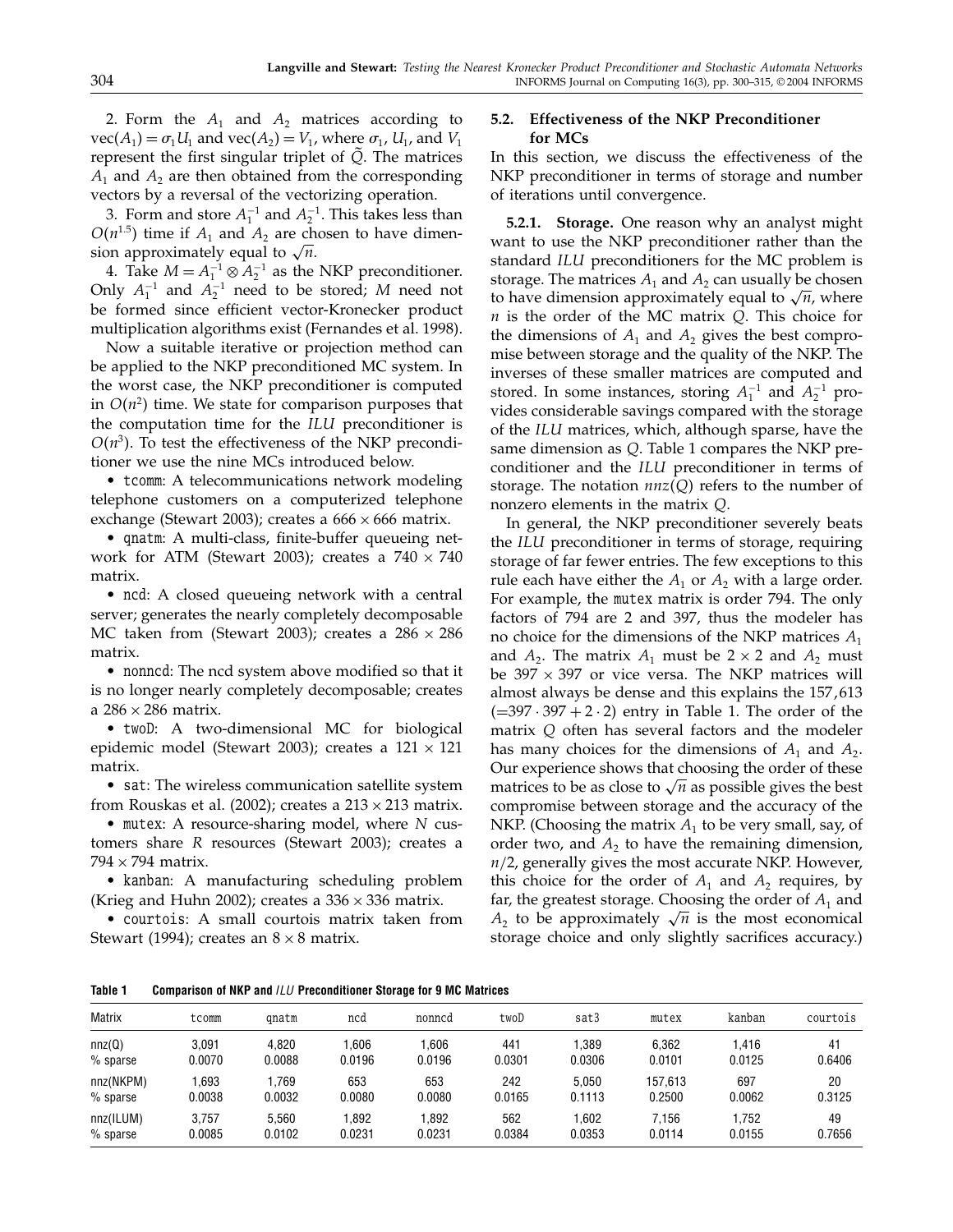2. Form the $A_1$ and $A_2$ matrices according to $\text{vec}(A_1) = \sigma_1 U_1$ and $\text{vec}(A_2) = V_1$, where $\sigma_1$, $U_1$, and $V_1$ represent the first singular triplet of $\tilde{Q}$. The matrices $A_1$ and $A_2$ are then obtained from the corresponding vectors by a reversal of the vectorizing operation.

3. Form and store $A_1^{-1}$ and $A_2^{-1}$. This takes less than $O(n^{1.5})$ time if $A_1$ and $A_2$ are chosen to have dimension approximately equal to $\sqrt{n}$.

4. Take $M = A_1^{-1} \otimes A_2^{-1}$ as the NKP preconditioner. Only $A_1^{-1}$ and $A_2^{-1}$ need to be stored; $M$ need not be formed since efficient vector-Kronecker product multiplication algorithms exist (Fernandes et al. 1998).

Now a suitable iterative or projection method can be applied to the NKP preconditioned MC system. In the worst case, the NKP preconditioner is computed in $O(n^2)$ time. We state for comparison purposes that the computation time for the *ILU* preconditioner is $O(n^3)$. To test the effectiveness of the NKP preconditioner we use the nine MCs introduced below.

- tcomm: A telecommunications network modeling telephone customers on a computerized telephone exchange (Stewart 2003); creates a $666 \times 666$ matrix.
- qnatm: A multi-class, finite-buffer queueing network for ATM (Stewart 2003); creates a $740 \times 740$ matrix.
- ncd: A closed queueing network with a central server; generates the nearly completely decomposable MC taken from (Stewart 2003); creates a $286 \times 286$ matrix.
- nonncd: The ncd system above modified so that it is no longer nearly completely decomposable; creates a $286 \times 286$ matrix.
- twoD: A two-dimensional MC for biological epidemic model (Stewart 2003); creates a $121 \times 121$ matrix.
- sat: The wireless communication satellite system from Rouskas et al. (2002); creates a $213 \times 213$ matrix.
- mutex: A resource-sharing model, where $N$ customers share $R$ resources (Stewart 2003); creates a $794 \times 794$ matrix.
- kanban: A manufacturing scheduling problem (Krieg and Huhn 2002); creates a $336 \times 336$ matrix.
- courtois: A small courtois matrix taken from Stewart (1994); creates an $8 \times 8$ matrix.

### 5.2. Effectiveness of the NKP Preconditioner for MCs

In this section, we discuss the effectiveness of the NKP preconditioner in terms of storage and number of iterations until convergence.

**5.2.1. Storage.** One reason why an analyst might want to use the NKP preconditioner rather than the standard *ILU* preconditioners for the MC problem is storage. The matrices $A_1$ and $A_2$ can usually be chosen to have dimension approximately equal to $\sqrt{n}$, where $n$ is the order of the MC matrix $Q$. This choice for the dimensions of $A_1$ and $A_2$ gives the best compromise between storage and the quality of the NKP. The inverses of these smaller matrices are computed and stored. In some instances, storing $A_1^{-1}$ and $A_2^{-1}$ provides considerable savings compared with the storage of the *ILU* matrices, which, although sparse, have the same dimension as $Q$. Table 1 compares the NKP preconditioner and the *ILU* preconditioner in terms of storage. The notation $nnz(Q)$ refers to the number of nonzero elements in the matrix $Q$.

In general, the NKP preconditioner severely beats the *ILU* preconditioner in terms of storage, requiring storage of far fewer entries. The few exceptions to this rule each have either the $A_1$ or $A_2$ with a large order. For example, the mutex matrix is order 794. The only factors of 794 are 2 and 397, thus the modeler has no choice for the dimensions of the NKP matrices $A_1$ and $A_2$. The matrix $A_1$ must be $2 \times 2$ and $A_2$ must be $397 \times 397$ or vice versa. The NKP matrices will almost always be dense and this explains the 157,613 ($= 397 \cdot 397 + 2 \cdot 2$) entry in Table 1. The order of the matrix $Q$ often has several factors and the modeler has many choices for the dimensions of $A_1$ and $A_2$. Our experience shows that choosing the order of these matrices to be as close to $\sqrt{n}$ as possible gives the best compromise between storage and the accuracy of the NKP. (Choosing the matrix $A_1$ to be very small, say, of order two, and $A_2$ to have the remaining dimension, $n/2$, generally gives the most accurate NKP. However, this choice for the order of $A_1$ and $A_2$ requires, by far, the greatest storage. Choosing the order of $A_1$ and $A_2$ to be approximately $\sqrt{n}$ is the most economical storage choice and only slightly sacrifices accuracy.)

**Table 1** Comparison of NKP and *ILU* Preconditioner Storage for 9 MC Matrices

| Matrix | tcomm | qnatm | ncd | nonncd | twoD | sat3 | mutex | kanban | courtois |
|---|---|---|---|---|---|---|---|---|---|
| nnz(Q) | 3,091 | 4,820 | 1,606 | 1,606 | 441 | 1,389 | 6,362 | 1,416 | 41 |
| % sparse | 0.0070 | 0.0088 | 0.0196 | 0.0196 | 0.0301 | 0.0306 | 0.0101 | 0.0125 | 0.6406 |
| nnz(NKPM) | 1,693 | 1,769 | 653 | 653 | 242 | 5,050 | 157,613 | 697 | 20 |
| % sparse | 0.0038 | 0.0032 | 0.0080 | 0.0080 | 0.0165 | 0.1113 | 0.2500 | 0.0062 | 0.3125 |
| nnz(ILUM) | 3,757 | 5,560 | 1,892 | 1,892 | 562 | 1,602 | 7,156 | 1,752 | 49 |
| % sparse | 0.0085 | 0.0102 | 0.0231 | 0.0231 | 0.0384 | 0.0353 | 0.0114 | 0.0155 | 0.7656 |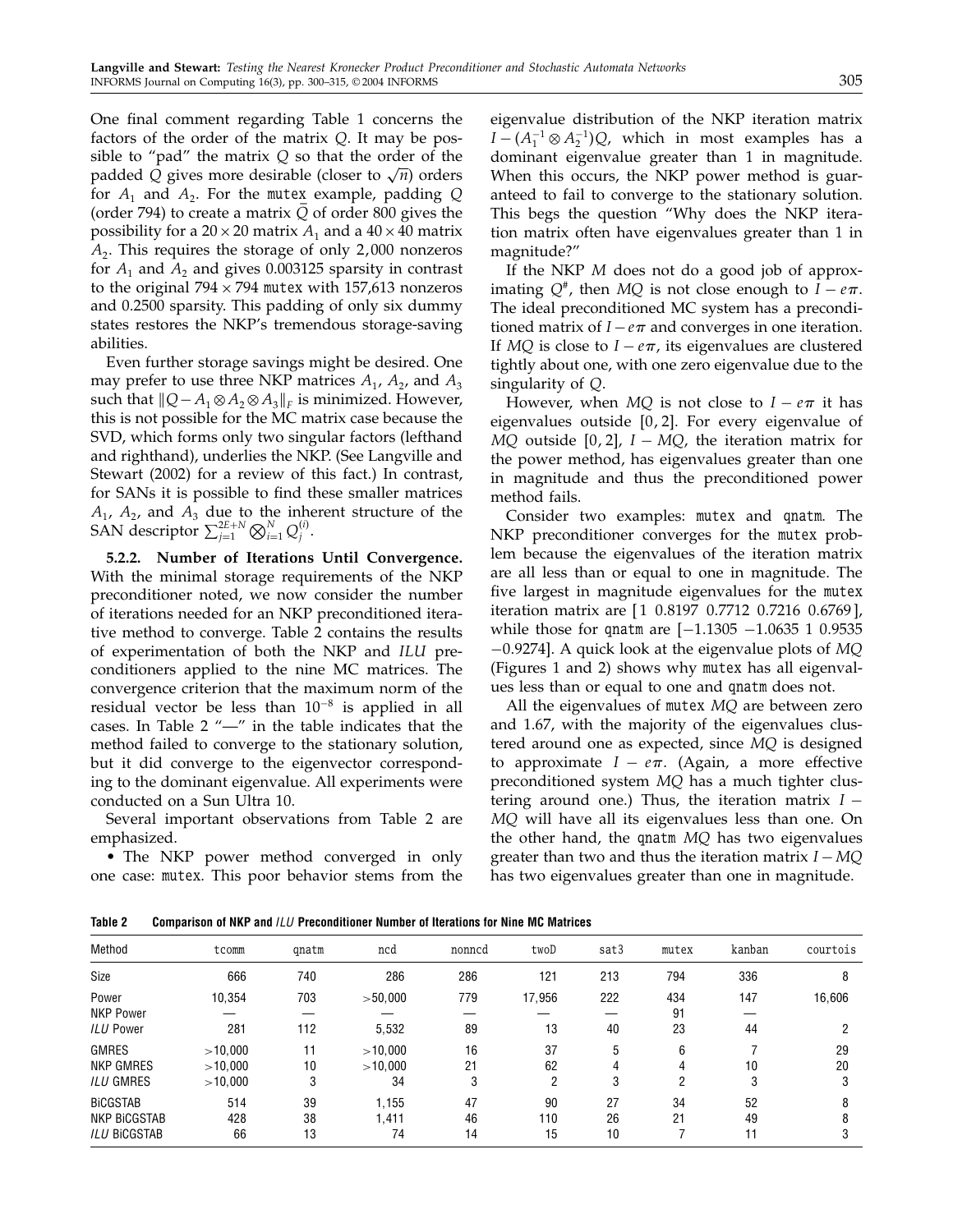One final comment regarding Table 1 concerns the factors of the order of the matrix $Q$. It may be possible to "pad" the matrix $Q$ so that the order of the padded $\bar{Q}$ gives more desirable (closer to $\sqrt{n}$) orders for $A_1$ and $A_2$. For the mutex example, padding $Q$ (order 794) to create a matrix $\bar{Q}$ of order 800 gives the possibility for a $20 \times 20$ matrix $A_1$ and a $40 \times 40$ matrix $A_2$. This requires the storage of only 2,000 nonzeros for $A_1$ and $A_2$ and gives 0.003125 sparsity in contrast to the original $794 \times 794$ mutex with 157,613 nonzeros and 0.2500 sparsity. This padding of only six dummy states restores the NKP's tremendous storage-saving abilities.

Even further storage savings might be desired. One may prefer to use three NKP matrices $A_1$, $A_2$, and $A_3$ such that $\|Q - A_1 \otimes A_2 \otimes A_3\|_F$ is minimized. However, this is not possible for the MC matrix case because the SVD, which forms only two singular factors (lefthand and righthand), underlies the NKP. (See Langville and Stewart (2002) for a review of this fact.) In contrast, for SANs it is possible to find these smaller matrices $A_1$, $A_2$, and $A_3$ due to the inherent structure of the SAN descriptor $\sum_{j=1}^{2E+N} \bigotimes_{i=1}^{N} Q_j^{(i)}$.

**5.2.2. Number of Iterations Until Convergence.** With the minimal storage requirements of the NKP preconditioner noted, we now consider the number of iterations needed for an NKP preconditioned iterative method to converge. Table 2 contains the results of experimentation of both the NKP and *ILU* preconditioners applied to the nine MC matrices. The convergence criterion that the maximum norm of the residual vector be less than $10^{-8}$ is applied in all cases. In Table 2 "—" in the table indicates that the method failed to converge to the stationary solution, but it did converge to the eigenvector corresponding to the dominant eigenvalue. All experiments were conducted on a Sun Ultra 10.

Several important observations from Table 2 are emphasized.

• The NKP power method converged in only one case: mutex. This poor behavior stems from the eigenvalue distribution of the NKP iteration matrix $I - (A_1^{-1} \otimes A_2^{-1})Q$, which in most examples has a dominant eigenvalue greater than 1 in magnitude. When this occurs, the NKP power method is guaranteed to fail to converge to the stationary solution. This begs the question "Why does the NKP iteration matrix often have eigenvalues greater than 1 in magnitude?"

If the NKP $M$ does not do a good job of approximating $Q^{\#}$, then $MQ$ is not close enough to $I - e\pi$. The ideal preconditioned MC system has a preconditioned matrix of $I - e\pi$ and converges in one iteration. If $MQ$ is close to $I - e\pi$, its eigenvalues are clustered tightly about one, with one zero eigenvalue due to the singularity of $Q$.

However, when $MQ$ is not close to $I - e\pi$ it has eigenvalues outside $[0, 2]$. For every eigenvalue of $MQ$ outside $[0, 2]$, $I - MQ$, the iteration matrix for the power method, has eigenvalues greater than one in magnitude and thus the preconditioned power method fails.

Consider two examples: mutex and qnatm. The NKP preconditioner converges for the mutex problem because the eigenvalues of the iteration matrix are all less than or equal to one in magnitude. The five largest in magnitude eigenvalues for the mutex iteration matrix are $[1\ \ 0.8197\ \ 0.7712\ \ 0.7216\ \ 0.6769]$, while those for qnatm are $[-1.1305\ \ -1.0635\ \ 1\ \ 0.9535\ \ -0.9274]$. A quick look at the eigenvalue plots of $MQ$ (Figures 1 and 2) shows why mutex has all eigenvalues less than or equal to one and qnatm does not.

All the eigenvalues of mutex $MQ$ are between zero and 1.67, with the majority of the eigenvalues clustered around one as expected, since $MQ$ is designed to approximate $I - e\pi$. (Again, a more effective preconditioned system $MQ$ has a much tighter clustering around one.) Thus, the iteration matrix $I - MQ$ will have all its eigenvalues less than one. On the other hand, the qnatm $MQ$ has two eigenvalues greater than two and thus the iteration matrix $I - MQ$ has two eigenvalues greater than one in magnitude.

**Table 2 Comparison of NKP and *ILU* Preconditioner Number of Iterations for Nine MC Matrices**

| Method | tcomm | qnatm | ncd | nonncd | twoD | sat3 | mutex | kanban | courtois |
|---|---|---|---|---|---|---|---|---|---|
| Size | 666 | 740 | 286 | 286 | 121 | 213 | 794 | 336 | 8 |
| Power | 10,354 | 703 | >50,000 | 779 | 17,956 | 222 | 434 | 147 | 16,606 |
| NKP Power | — | — | — | — | — | — | 91 | — | |
| *ILU* Power | 281 | 112 | 5,532 | 89 | 13 | 40 | 23 | 44 | 2 |
| GMRES | >10,000 | 11 | >10,000 | 16 | 37 | 5 | 6 | 7 | 29 |
| NKP GMRES | >10,000 | 10 | >10,000 | 21 | 62 | 4 | 4 | 10 | 20 |
| *ILU* GMRES | >10,000 | 3 | 34 | 3 | 2 | 3 | 2 | 3 | 3 |
| BiCGSTAB | 514 | 39 | 1,155 | 47 | 90 | 27 | 34 | 52 | 8 |
| NKP BiCGSTAB | 428 | 38 | 1,411 | 46 | 110 | 26 | 21 | 49 | 8 |
| *ILU* BiCGSTAB | 66 | 13 | 74 | 14 | 15 | 10 | 7 | 11 | 3 |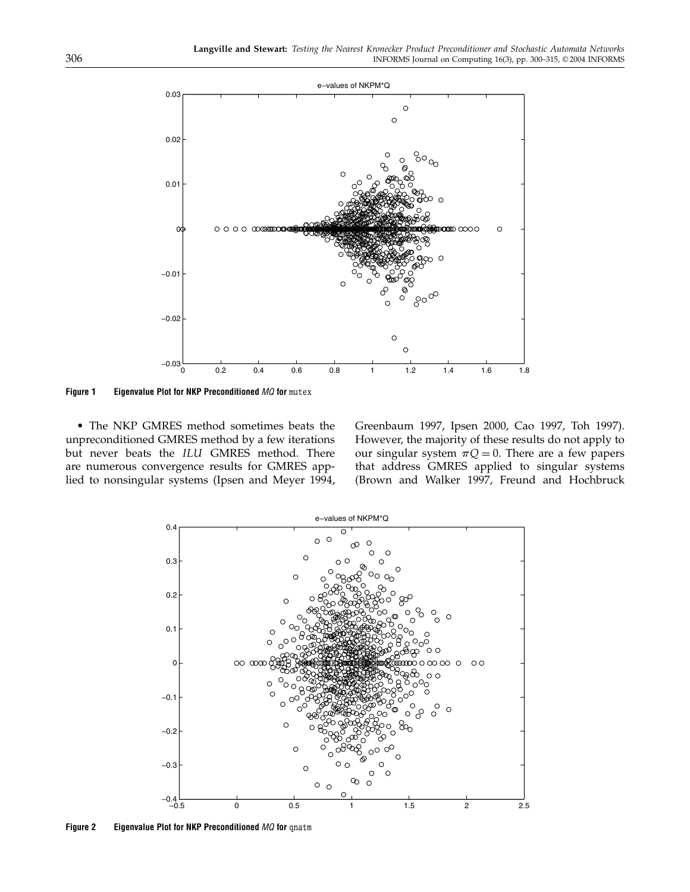Figure 1 Eigenvalue Plot for NKP Preconditioned $MQ$ for `mutex`

- The NKP GMRES method sometimes beats the unpreconditioned GMRES method by a few iterations but never beats the *ILU* GMRES method. There are numerous convergence results for GMRES applied to nonsingular systems (Ipsen and Meyer 1994, Greenbaum 1997, Ipsen 2000, Cao 1997, Toh 1997). However, the majority of these results do not apply to our singular system $\pi Q = 0$. There are a few papers that address GMRES applied to singular systems (Brown and Walker 1997, Freund and Hochbruck

Figure 2 Eigenvalue Plot for NKP Preconditioned $MQ$ for `qnatm`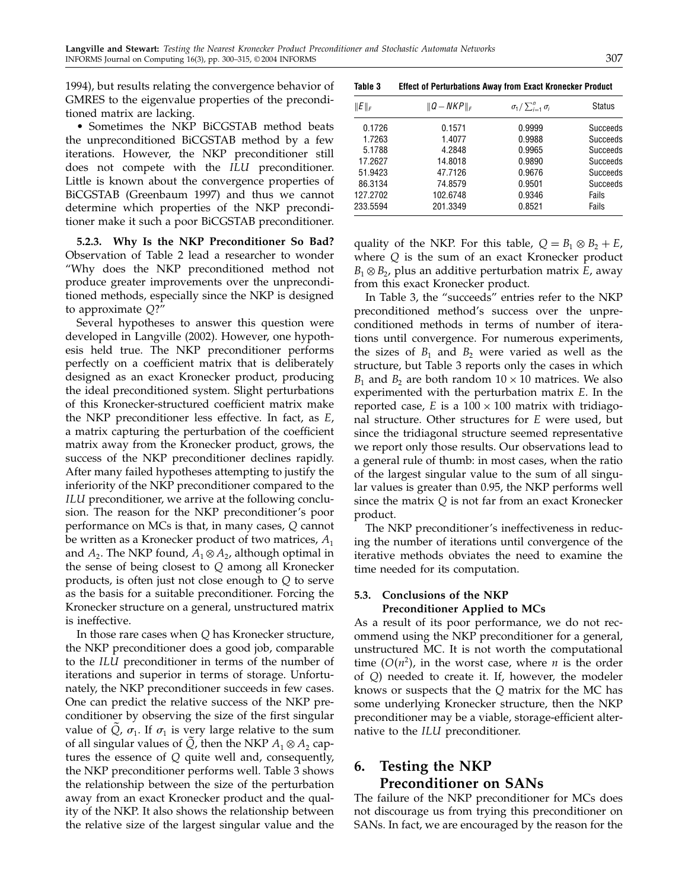1994), but results relating the convergence behavior of GMRES to the eigenvalue properties of the preconditioned matrix are lacking.

- Sometimes the NKP BiCGSTAB method beats the unpreconditioned BiCGSTAB method by a few iterations. However, the NKP preconditioner still does not compete with the *ILU* preconditioner. Little is known about the convergence properties of BiCGSTAB (Greenbaum 1997) and thus we cannot determine which properties of the NKP preconditioner make it such a poor BiCGSTAB preconditioner.

**5.2.3. Why Is the NKP Preconditioner So Bad?** Observation of Table 2 lead a researcher to wonder "Why does the NKP preconditioned method not produce greater improvements over the unpreconditioned methods, especially since the NKP is designed to approximate $Q$?"

Several hypotheses to answer this question were developed in Langville (2002). However, one hypothesis held true. The NKP preconditioner performs perfectly on a coefficient matrix that is deliberately designed as an exact Kronecker product, producing the ideal preconditioned system. Slight perturbations of this Kronecker-structured coefficient matrix make the NKP preconditioner less effective. In fact, as $E$, a matrix capturing the perturbation of the coefficient matrix away from the Kronecker product, grows, the success of the NKP preconditioner declines rapidly. After many failed hypotheses attempting to justify the inferiority of the NKP preconditioner compared to the *ILU* preconditioner, we arrive at the following conclusion. The reason for the NKP preconditioner's poor performance on MCs is that, in many cases, $Q$ cannot be written as a Kronecker product of two matrices, $A_1$ and $A_2$. The NKP found, $A_1 \otimes A_2$, although optimal in the sense of being closest to $Q$ among all Kronecker products, is often just not close enough to $Q$ to serve as the basis for a suitable preconditioner. Forcing the Kronecker structure on a general, unstructured matrix is ineffective.

In those rare cases when $Q$ has Kronecker structure, the NKP preconditioner does a good job, comparable to the *ILU* preconditioner in terms of the number of iterations and superior in terms of storage. Unfortunately, the NKP preconditioner succeeds in few cases. One can predict the relative success of the NKP preconditioner by observing the size of the first singular value of $\tilde{Q}$, $\sigma_1$. If $\sigma_1$ is very large relative to the sum of all singular values of $\tilde{Q}$, then the NKP $A_1 \otimes A_2$ captures the essence of $Q$ quite well and, consequently, the NKP preconditioner performs well. Table 3 shows the relationship between the size of the perturbation away from an exact Kronecker product and the quality of the NKP. It also shows the relationship between the relative size of the largest singular value and the quality of the NKP. For this table, $Q = B_1 \otimes B_2 + E$, where $Q$ is the sum of an exact Kronecker product $B_1 \otimes B_2$, plus an additive perturbation matrix $E$, away from this exact Kronecker product.

**Table 3 Effect of Perturbations Away from Exact Kronecker Product**

| $\|E\|_F$ | $\|Q - NKP\|_F$ | $\sigma_1 / \sum_{i=1}^{n} \sigma_i$ | Status |
|---|---|---|---|
| 0.1726 | 0.1571 | 0.9999 | Succeeds |
| 1.7263 | 1.4077 | 0.9988 | Succeeds |
| 5.1788 | 4.2848 | 0.9965 | Succeeds |
| 17.2627 | 14.8018 | 0.9890 | Succeeds |
| 51.9423 | 47.7126 | 0.9676 | Succeeds |
| 86.3134 | 74.8579 | 0.9501 | Succeeds |
| 127.2702 | 102.6748 | 0.9346 | Fails |
| 233.5594 | 201.3349 | 0.8521 | Fails |

In Table 3, the "succeeds" entries refer to the NKP preconditioned method's success over the unpreconditioned methods in terms of number of iterations until convergence. For numerous experiments, the sizes of $B_1$ and $B_2$ were varied as well as the structure, but Table 3 reports only the cases in which $B_1$ and $B_2$ are both random $10 \times 10$ matrices. We also experimented with the perturbation matrix $E$. In the reported case, $E$ is a $100 \times 100$ matrix with tridiagonal structure. Other structures for $E$ were used, but since the tridiagonal structure seemed representative we report only those results. Our observations lead to a general rule of thumb: in most cases, when the ratio of the largest singular value to the sum of all singular values is greater than 0.95, the NKP performs well since the matrix $Q$ is not far from an exact Kronecker product.

The NKP preconditioner's ineffectiveness in reducing the number of iterations until convergence of the iterative methods obviates the need to examine the time needed for its computation.

### 5.3. Conclusions of the NKP Preconditioner Applied to MCs

As a result of its poor performance, we do not recommend using the NKP preconditioner for a general, unstructured MC. It is not worth the computational time ($O(n^2)$, in the worst case, where $n$ is the order of $Q$) needed to create it. If, however, the modeler knows or suspects that the $Q$ matrix for the MC has some underlying Kronecker structure, then the NKP preconditioner may be a viable, storage-efficient alternative to the *ILU* preconditioner.

## 6. Testing the NKP Preconditioner on SANs

The failure of the NKP preconditioner for MCs does not discourage us from trying this preconditioner on SANs. In fact, we are encouraged by the reason for the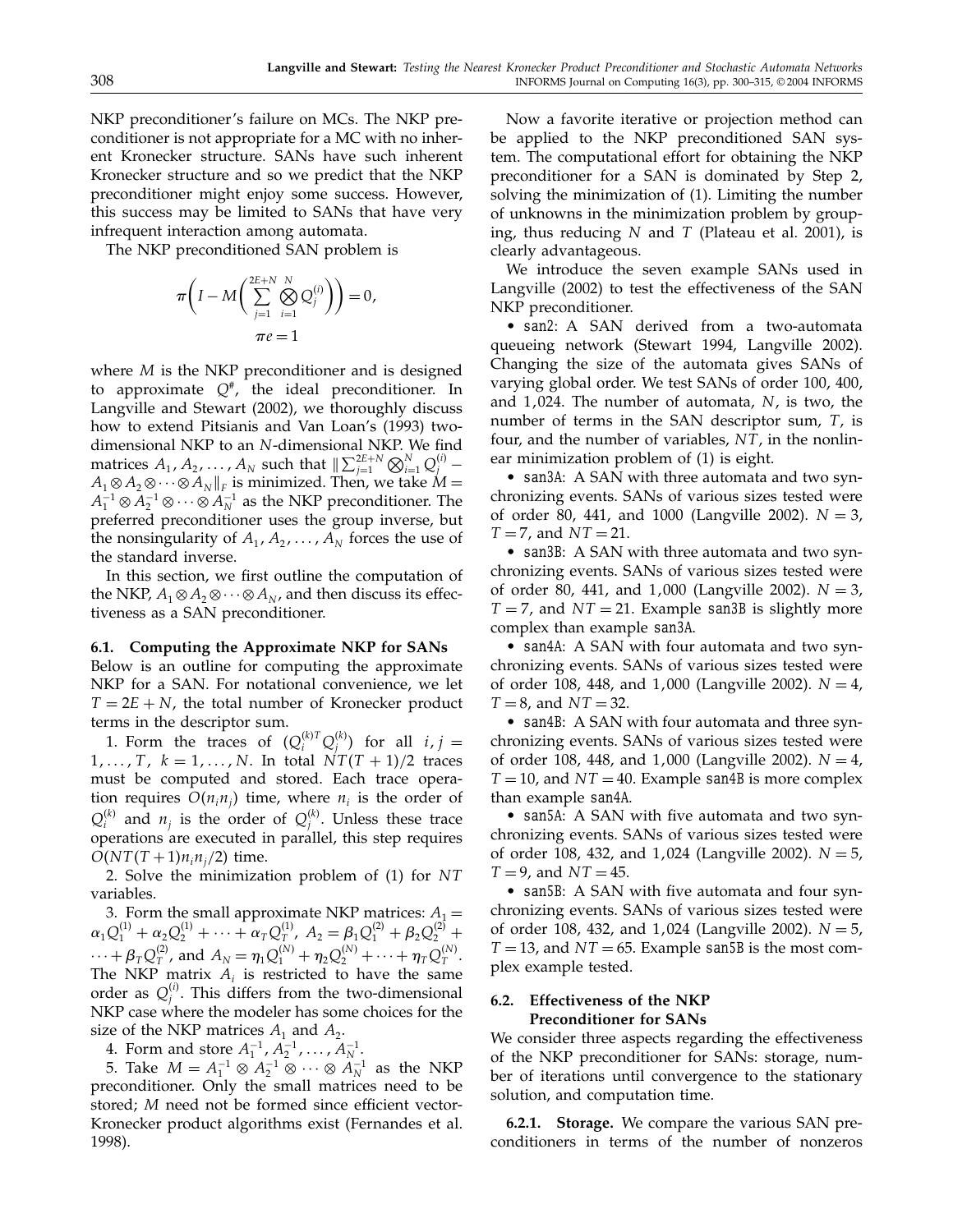NKP preconditioner's failure on MCs. The NKP preconditioner is not appropriate for a MC with no inherent Kronecker structure. SANs have such inherent Kronecker structure and so we predict that the NKP preconditioner might enjoy some success. However, this success may be limited to SANs that have very infrequent interaction among automata.

The NKP preconditioned SAN problem is

$$\pi\left(I - M\left(\sum_{j=1}^{2E+N}\bigotimes_{i=1}^{N} Q_j^{(i)}\right)\right) = 0,$$
$$\pi e = 1$$

where $M$ is the NKP preconditioner and is designed to approximate $Q^{\#}$, the ideal preconditioner. In Langville and Stewart (2002), we thoroughly discuss how to extend Pitsianis and Van Loan's (1993) two-dimensional NKP to an $N$-dimensional NKP. We find matrices $A_1, A_2, \ldots, A_N$ such that $\|\sum_{j=1}^{2E+N}\bigotimes_{i=1}^{N} Q_j^{(i)} - A_1 \otimes A_2 \otimes \cdots \otimes A_N\|_F$ is minimized. Then, we take $M = A_1^{-1} \otimes A_2^{-1} \otimes \cdots \otimes A_N^{-1}$ as the NKP preconditioner. The preferred preconditioner uses the group inverse, but the nonsingularity of $A_1, A_2, \ldots, A_N$ forces the use of the standard inverse.

In this section, we first outline the computation of the NKP, $A_1 \otimes A_2 \otimes \cdots \otimes A_N$, and then discuss its effectiveness as a SAN preconditioner.

### 6.1. Computing the Approximate NKP for SANs

Below is an outline for computing the approximate NKP for a SAN. For notational convenience, we let $T = 2E + N$, the total number of Kronecker product terms in the descriptor sum.

1. Form the traces of $(Q_i^{(k)T} Q_j^{(k)})$ for all $i, j = 1, \ldots, T$, $k = 1, \ldots, N$. In total $NT(T+1)/2$ traces must be computed and stored. Each trace operation requires $O(n_i n_j)$ time, where $n_i$ is the order of $Q_i^{(k)}$ and $n_j$ is the order of $Q_j^{(k)}$. Unless these trace operations are executed in parallel, this step requires $O(NT(T+1)n_i n_j/2)$ time.

2. Solve the minimization problem of (1) for $NT$ variables.

3. Form the small approximate NKP matrices: $A_1 = \alpha_1 Q_1^{(1)} + \alpha_2 Q_2^{(1)} + \cdots + \alpha_T Q_T^{(1)}$, $A_2 = \beta_1 Q_1^{(2)} + \beta_2 Q_2^{(2)} + \cdots + \beta_T Q_T^{(2)}$, and $A_N = \eta_1 Q_1^{(N)} + \eta_2 Q_2^{(N)} + \cdots + \eta_T Q_T^{(N)}$. The NKP matrix $A_i$ is restricted to have the same order as $Q_j^{(i)}$. This differs from the two-dimensional NKP case where the modeler has some choices for the size of the NKP matrices $A_1$ and $A_2$.

4. Form and store $A_1^{-1}, A_2^{-1}, \ldots, A_N^{-1}$.

5. Take $M = A_1^{-1} \otimes A_2^{-1} \otimes \cdots \otimes A_N^{-1}$ as the NKP preconditioner. Only the small matrices need to be stored; $M$ need not be formed since efficient vector-Kronecker product algorithms exist (Fernandes et al. 1998).

Now a favorite iterative or projection method can be applied to the NKP preconditioned SAN system. The computational effort for obtaining the NKP preconditioner for a SAN is dominated by Step 2, solving the minimization of (1). Limiting the number of unknowns in the minimization problem by grouping, thus reducing $N$ and $T$ (Plateau et al. 2001), is clearly advantageous.

We introduce the seven example SANs used in Langville (2002) to test the effectiveness of the SAN NKP preconditioner.

- `san2`: A SAN derived from a two-automata queueing network (Stewart 1994, Langville 2002). Changing the size of the automata gives SANs of varying global order. We test SANs of order 100, 400, and 1,024. The number of automata, $N$, is two, the number of terms in the SAN descriptor sum, $T$, is four, and the number of variables, $NT$, in the nonlinear minimization problem of (1) is eight.
- `san3A`: A SAN with three automata and two synchronizing events. SANs of various sizes tested were of order 80, 441, and 1000 (Langville 2002). $N = 3$, $T = 7$, and $NT = 21$.
- `san3B`: A SAN with three automata and two synchronizing events. SANs of various sizes tested were of order 80, 441, and 1,000 (Langville 2002). $N = 3$, $T = 7$, and $NT = 21$. Example `san3B` is slightly more complex than example `san3A`.
- `san4A`: A SAN with four automata and two synchronizing events. SANs of various sizes tested were of order 108, 448, and 1,000 (Langville 2002). $N = 4$, $T = 8$, and $NT = 32$.
- `san4B`: A SAN with four automata and three synchronizing events. SANs of various sizes tested were of order 108, 448, and 1,000 (Langville 2002). $N = 4$, $T = 10$, and $NT = 40$. Example `san4B` is more complex than example `san4A`.
- `san5A`: A SAN with five automata and two synchronizing events. SANs of various sizes tested were of order 108, 432, and 1,024 (Langville 2002). $N = 5$, $T = 9$, and $NT = 45$.
- `san5B`: A SAN with five automata and four synchronizing events. SANs of various sizes tested were of order 108, 432, and 1,024 (Langville 2002). $N = 5$, $T = 13$, and $NT = 65$. Example `san5B` is the most complex example tested.

### 6.2. Effectiveness of the NKP Preconditioner for SANs

We consider three aspects regarding the effectiveness of the NKP preconditioner for SANs: storage, number of iterations until convergence to the stationary solution, and computation time.

**6.2.1. Storage.** We compare the various SAN preconditioners in terms of the number of nonzeros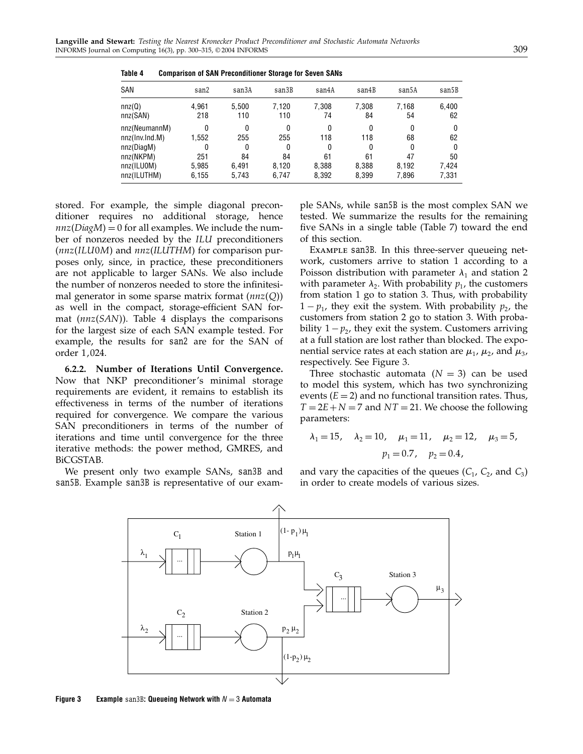**Table 4 Comparison of SAN Preconditioner Storage for Seven SANs**

| SAN | san2 | san3A | san3B | san4A | san4B | san5A | san5B |
|---|---|---|---|---|---|---|---|
| nnz(Q) | 4,961 | 5,500 | 7,120 | 7,308 | 7,308 | 7,168 | 6,400 |
| nnz(SAN) | 218 | 110 | 110 | 74 | 84 | 54 | 62 |
| nnz(NeumannM) | 0 | 0 | 0 | 0 | 0 | 0 | 0 |
| nnz(Inv.Ind.M) | 1,552 | 255 | 255 | 118 | 118 | 68 | 62 |
| nnz(DiagM) | 0 | 0 | 0 | 0 | 0 | 0 | 0 |
| nnz(NKPM) | 251 | 84 | 84 | 61 | 61 | 47 | 50 |
| nnz(ILU0M) | 5,985 | 6,491 | 8,120 | 8,388 | 8,388 | 8,192 | 7,424 |
| nnz(ILUTHM) | 6,155 | 5,743 | 6,747 | 8,392 | 8,399 | 7,896 | 7,331 |

stored. For example, the simple diagonal preconditioner requires no additional storage, hence $nnz(DiagM) = 0$ for all examples. We include the number of nonzeros needed by the *ILU* preconditioners ($nnz(ILU0M)$ and $nnz(ILUTHM)$ for comparison purposes only, since, in practice, these preconditioners are not applicable to larger SANs. We also include the number of nonzeros needed to store the infinitesimal generator in some sparse matrix format ($nnz(Q)$) as well in the compact, storage-efficient SAN format ($nnz(SAN)$). Table 4 displays the comparisons for the largest size of each SAN example tested. For example, the results for san2 are for the SAN of order 1,024.

**6.2.2. Number of Iterations Until Convergence.** Now that NKP preconditioner's minimal storage requirements are evident, it remains to establish its effectiveness in terms of the number of iterations required for convergence. We compare the various SAN preconditioners in terms of the number of iterations and time until convergence for the three iterative methods: the power method, GMRES, and BiCGSTAB.

We present only two example SANs, san3B and san5B. Example san3B is representative of our example SANs, while san5B is the most complex SAN we tested. We summarize the results for the remaining five SANs in a single table (Table 7) toward the end of this section.

Example san3B. In this three-server queueing network, customers arrive to station 1 according to a Poisson distribution with parameter $\lambda_1$ and station 2 with parameter $\lambda_2$. With probability $p_1$, the customers from station 1 go to station 3. Thus, with probability $1-p_1$, they exit the system. With probability $p_2$, the customers from station 2 go to station 3. With probability $1-p_2$, they exit the system. Customers arriving at a full station are lost rather than blocked. The exponential service rates at each station are $\mu_1$, $\mu_2$, and $\mu_3$, respectively. See Figure 3.

Three stochastic automata ($N = 3$) can be used to model this system, which has two synchronizing events ($E = 2$) and no functional transition rates. Thus, $T = 2E + N = 7$ and $NT = 21$. We choose the following parameters:

$$\lambda_1 = 15, \quad \lambda_2 = 10, \quad \mu_1 = 11, \quad \mu_2 = 12, \quad \mu_3 = 5,$$
$$p_1 = 0.7, \quad p_2 = 0.4,$$

and vary the capacities of the queues ($C_1$, $C_2$, and $C_3$) in order to create models of various sizes.

**Figure 3 Example san3B: Queueing Network with $N = 3$ Automata**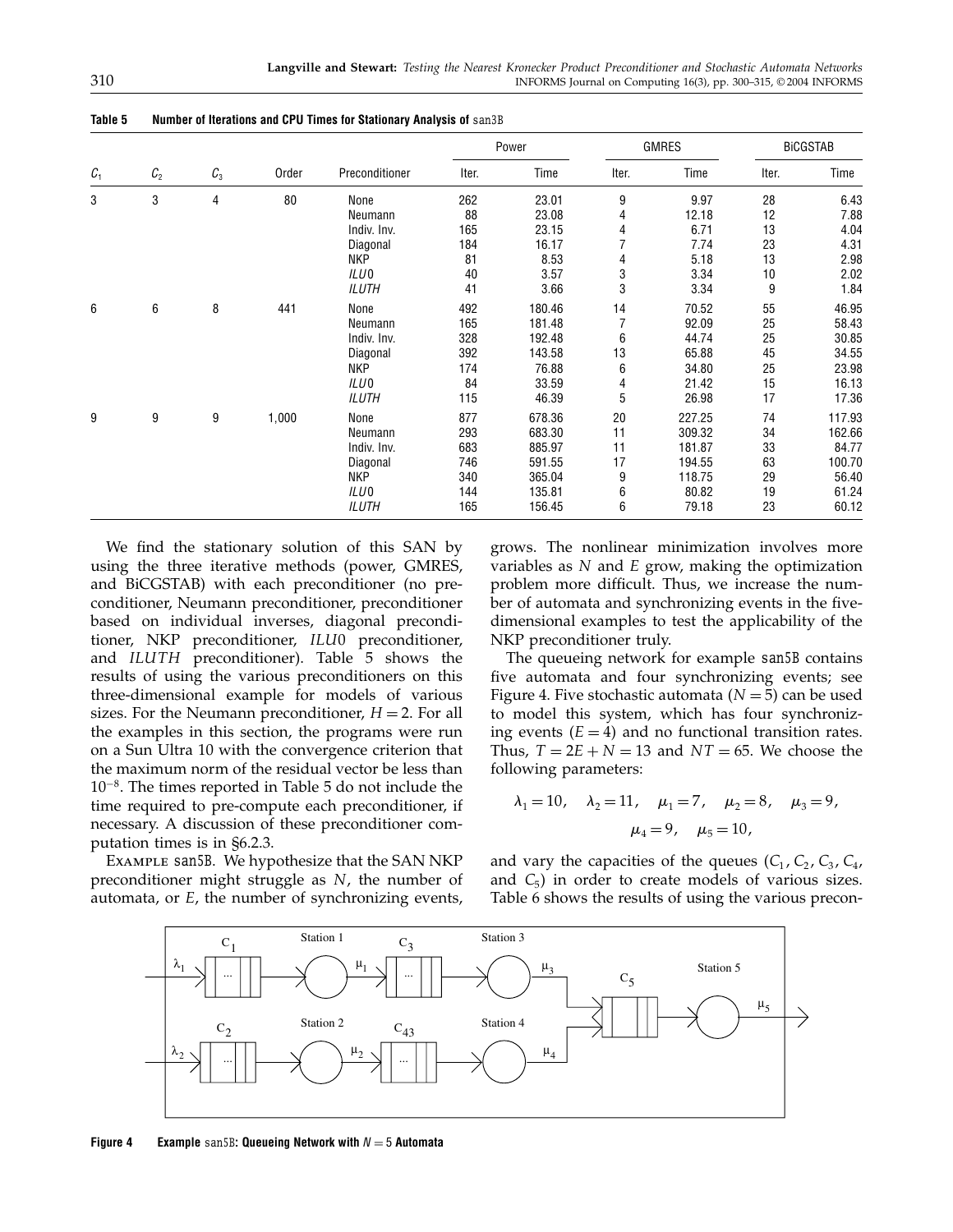**Table 5 Number of Iterations and CPU Times for Stationary Analysis of san3B**

| | | | | | Power | | GMRES | | BiCGSTAB | |
|---|---|---|---|---|---|---|---|---|---|---|
| $C_1$ | $C_2$ | $C_3$ | Order | Preconditioner | Iter. | Time | Iter. | Time | Iter. | Time |
| 3 | 3 | 4 | 80 | None | 262 | 23.01 | 9 | 9.97 | 28 | 6.43 |
| | | | | Neumann | 88 | 23.08 | 4 | 12.18 | 12 | 7.88 |
| | | | | Indiv. Inv. | 165 | 23.15 | 4 | 6.71 | 13 | 4.04 |
| | | | | Diagonal | 184 | 16.17 | 7 | 7.74 | 23 | 4.31 |
| | | | | NKP | 81 | 8.53 | 4 | 5.18 | 13 | 2.98 |
| | | | | *ILU*0 | 40 | 3.57 | 3 | 3.34 | 10 | 2.02 |
| | | | | *ILUTH* | 41 | 3.66 | 3 | 3.34 | 9 | 1.84 |
| 6 | 6 | 8 | 441 | None | 492 | 180.46 | 14 | 70.52 | 55 | 46.95 |
| | | | | Neumann | 165 | 181.48 | 7 | 92.09 | 25 | 58.43 |
| | | | | Indiv. Inv. | 328 | 192.48 | 6 | 44.74 | 25 | 30.85 |
| | | | | Diagonal | 392 | 143.58 | 13 | 65.88 | 45 | 34.55 |
| | | | | NKP | 174 | 76.88 | 6 | 34.80 | 25 | 23.98 |
| | | | | *ILU*0 | 84 | 33.59 | 4 | 21.42 | 15 | 16.13 |
| | | | | *ILUTH* | 115 | 46.39 | 5 | 26.98 | 17 | 17.36 |
| 9 | 9 | 9 | 1,000 | None | 877 | 678.36 | 20 | 227.25 | 74 | 117.93 |
| | | | | Neumann | 293 | 683.30 | 11 | 309.32 | 34 | 162.66 |
| | | | | Indiv. Inv. | 683 | 885.97 | 11 | 181.87 | 33 | 84.77 |
| | | | | Diagonal | 746 | 591.55 | 17 | 194.55 | 63 | 100.70 |
| | | | | NKP | 340 | 365.04 | 9 | 118.75 | 29 | 56.40 |
| | | | | *ILU*0 | 144 | 135.81 | 6 | 80.82 | 19 | 61.24 |
| | | | | *ILUTH* | 165 | 156.45 | 6 | 79.18 | 23 | 60.12 |

We find the stationary solution of this SAN by using the three iterative methods (power, GMRES, and BiCGSTAB) with each preconditioner (no preconditioner, Neumann preconditioner, preconditioner based on individual inverses, diagonal preconditioner, NKP preconditioner, *ILU*0 preconditioner, and *ILUTH* preconditioner). Table 5 shows the results of using the various preconditioners on this three-dimensional example for models of various sizes. For the Neumann preconditioner, $H = 2$. For all the examples in this section, the programs were run on a Sun Ultra 10 with the convergence criterion that the maximum norm of the residual vector be less than $10^{-8}$. The times reported in Table 5 do not include the time required to pre-compute each preconditioner, if necessary. A discussion of these preconditioner computation times is in §6.2.3.

Example san5B. We hypothesize that the SAN NKP preconditioner might struggle as $N$, the number of automata, or $E$, the number of synchronizing events, grows. The nonlinear minimization involves more variables as $N$ and $E$ grow, making the optimization problem more difficult. Thus, we increase the number of automata and synchronizing events in the five-dimensional examples to test the applicability of the NKP preconditioner truly.

The queueing network for example san5B contains five automata and four synchronizing events; see Figure 4. Five stochastic automata ($N = 5$) can be used to model this system, which has four synchronizing events ($E = 4$) and no functional transition rates. Thus, $T = 2E + N = 13$ and $NT = 65$. We choose the following parameters:

$$\lambda_1 = 10, \quad \lambda_2 = 11, \quad \mu_1 = 7, \quad \mu_2 = 8, \quad \mu_3 = 9,$$
$$\mu_4 = 9, \quad \mu_5 = 10,$$

and vary the capacities of the queues ($C_1$, $C_2$, $C_3$, $C_4$, and $C_5$) in order to create models of various sizes. Table 6 shows the results of using the various precon-

**Figure 4** Example san5B: Queueing Network with $N = 5$ Automata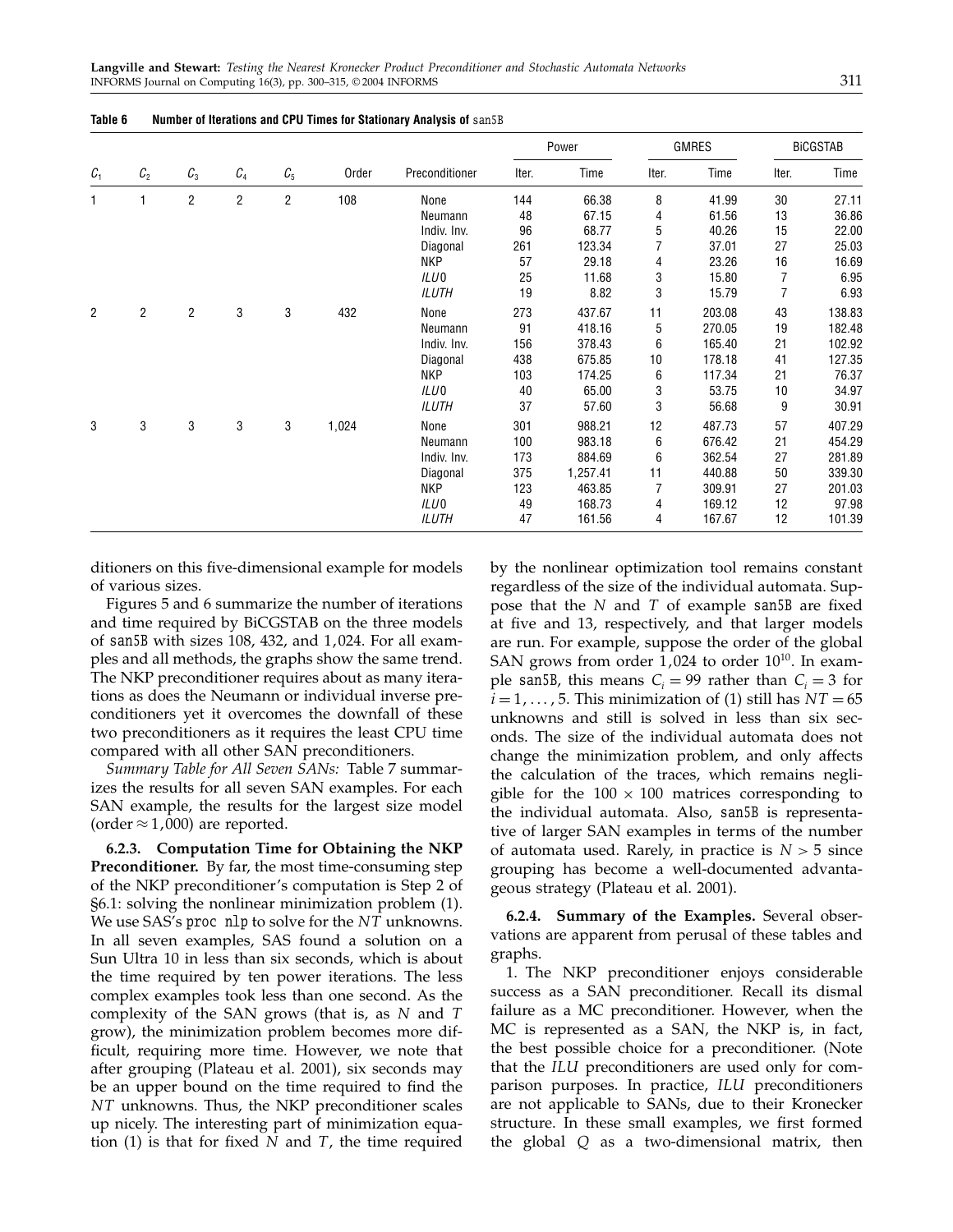**Table 6 Number of Iterations and CPU Times for Stationary Analysis of san5B**

| $C_1$ | $C_2$ | $C_3$ | $C_4$ | $C_5$ | Order | Preconditioner | Power | | GMRES | | BiCGSTAB | |
|---|---|---|---|---|---|---|---|---|---|---|---|---|
| | | | | | | | Iter. | Time | Iter. | Time | Iter. | Time |
| 1 | 1 | 2 | 2 | 2 | 108 | None | 144 | 66.38 | 8 | 41.99 | 30 | 27.11 |
| | | | | | | Neumann | 48 | 67.15 | 4 | 61.56 | 13 | 36.86 |
| | | | | | | Indiv. Inv. | 96 | 68.77 | 5 | 40.26 | 15 | 22.00 |
| | | | | | | Diagonal | 261 | 123.34 | 7 | 37.01 | 27 | 25.03 |
| | | | | | | NKP | 57 | 29.18 | 4 | 23.26 | 16 | 16.69 |
| | | | | | | *ILU*0 | 25 | 11.68 | 3 | 15.80 | 7 | 6.95 |
| | | | | | | *ILUTH* | 19 | 8.82 | 3 | 15.79 | 7 | 6.93 |
| 2 | 2 | 2 | 3 | 3 | 432 | None | 273 | 437.67 | 11 | 203.08 | 43 | 138.83 |
| | | | | | | Neumann | 91 | 418.16 | 5 | 270.05 | 19 | 182.48 |
| | | | | | | Indiv. Inv. | 156 | 378.43 | 6 | 165.40 | 21 | 102.92 |
| | | | | | | Diagonal | 438 | 675.85 | 10 | 178.18 | 41 | 127.35 |
| | | | | | | NKP | 103 | 174.25 | 6 | 117.34 | 21 | 76.37 |
| | | | | | | *ILU*0 | 40 | 65.00 | 3 | 53.75 | 10 | 34.97 |
| | | | | | | *ILUTH* | 37 | 57.60 | 3 | 56.68 | 9 | 30.91 |
| 3 | 3 | 3 | 3 | 3 | 1,024 | None | 301 | 988.21 | 12 | 487.73 | 57 | 407.29 |
| | | | | | | Neumann | 100 | 983.18 | 6 | 676.42 | 21 | 454.29 |
| | | | | | | Indiv. Inv. | 173 | 884.69 | 6 | 362.54 | 27 | 281.89 |
| | | | | | | Diagonal | 375 | 1,257.41 | 11 | 440.88 | 50 | 339.30 |
| | | | | | | NKP | 123 | 463.85 | 7 | 309.91 | 27 | 201.03 |
| | | | | | | *ILU*0 | 49 | 168.73 | 4 | 169.12 | 12 | 97.98 |
| | | | | | | *ILUTH* | 47 | 161.56 | 4 | 167.67 | 12 | 101.39 |

ditioners on this five-dimensional example for models of various sizes.

Figures 5 and 6 summarize the number of iterations and time required by BiCGSTAB on the three models of san5B with sizes 108, 432, and 1,024. For all examples and all methods, the graphs show the same trend. The NKP preconditioner requires about as many iterations as does the Neumann or individual inverse preconditioners yet it overcomes the downfall of these two preconditioners as it requires the least CPU time compared with all other SAN preconditioners.

*Summary Table for All Seven SANs:* Table 7 summarizes the results for all seven SAN examples. For each SAN example, the results for the largest size model (order $\approx 1,000$) are reported.

**6.2.3. Computation Time for Obtaining the NKP Preconditioner.** By far, the most time-consuming step of the NKP preconditioner's computation is Step 2 of §6.1: solving the nonlinear minimization problem (1). We use SAS's `proc nlp` to solve for the $NT$ unknowns. In all seven examples, SAS found a solution on a Sun Ultra 10 in less than six seconds, which is about the time required by ten power iterations. The less complex examples took less than one second. As the complexity of the SAN grows (that is, as $N$ and $T$ grow), the minimization problem becomes more difficult, requiring more time. However, we note that after grouping (Plateau et al. 2001), six seconds may be an upper bound on the time required to find the $NT$ unknowns. Thus, the NKP preconditioner scales up nicely. The interesting part of minimization equation (1) is that for fixed $N$ and $T$, the time required by the nonlinear optimization tool remains constant regardless of the size of the individual automata. Suppose that the $N$ and $T$ of example san5B are fixed at five and 13, respectively, and that larger models are run. For example, suppose the order of the global SAN grows from order 1,024 to order $10^{10}$. In example san5B, this means $C_i = 99$ rather than $C_i = 3$ for $i = 1, \ldots, 5$. This minimization of (1) still has $NT = 65$ unknowns and still is solved in less than six seconds. The size of the individual automata does not change the minimization problem, and only affects the calculation of the traces, which remains negligible for the $100 \times 100$ matrices corresponding to the individual automata. Also, san5B is representative of larger SAN examples in terms of the number of automata used. Rarely, in practice is $N > 5$ since grouping has become a well-documented advantageous strategy (Plateau et al. 2001).

**6.2.4. Summary of the Examples.** Several observations are apparent from perusal of these tables and graphs.

1. The NKP preconditioner enjoys considerable success as a SAN preconditioner. Recall its dismal failure as a MC preconditioner. However, when the MC is represented as a SAN, the NKP is, in fact, the best possible choice for a preconditioner. (Note that the *ILU* preconditioners are used only for comparison purposes. In practice, *ILU* preconditioners are not applicable to SANs, due to their Kronecker structure. In these small examples, we first formed the global $Q$ as a two-dimensional matrix, then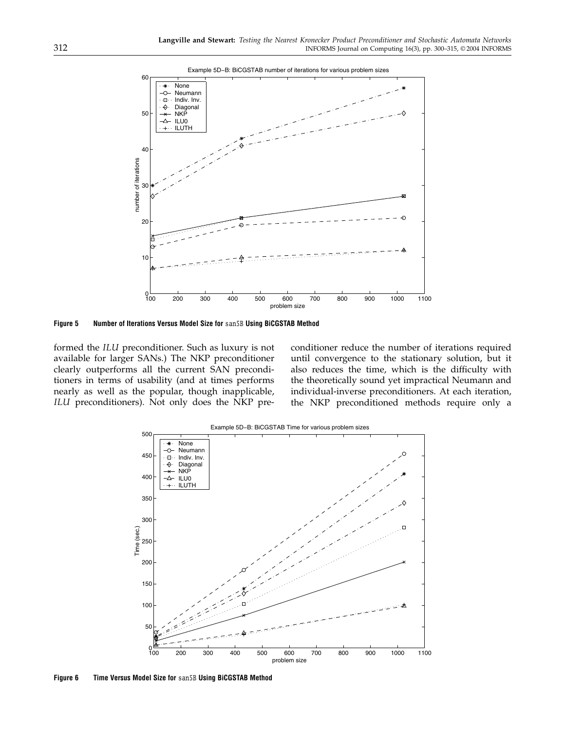Figure 5 Number of Iterations Versus Model Size for san5B Using BiCGSTAB Method

formed the *ILU* preconditioner. Such as luxury is not available for larger SANs.) The NKP preconditioner clearly outperforms all the current SAN preconditioners in terms of usability (and at times performs nearly as well as the popular, though inapplicable, *ILU* preconditioners). Not only does the NKP preconditioner reduce the number of iterations required until convergence to the stationary solution, but it also reduces the time, which is the difficulty with the theoretically sound yet impractical Neumann and individual-inverse preconditioners. At each iteration, the NKP preconditioned methods require only a

Figure 6 Time Versus Model Size for san5B Using BiCGSTAB Method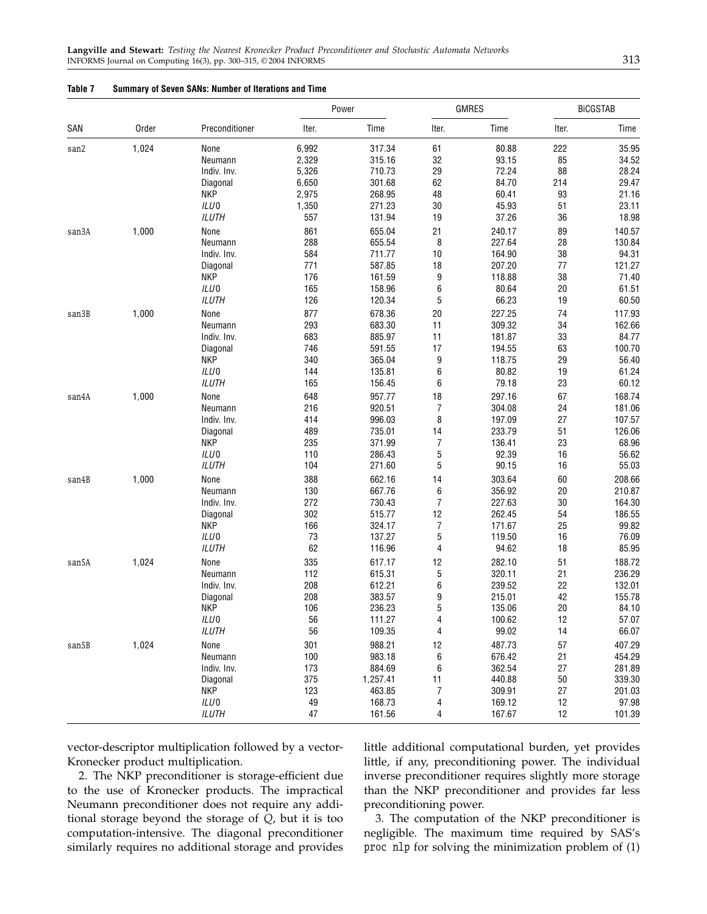**Table 7 Summary of Seven SANs: Number of Iterations and Time**

| SAN | Order | Preconditioner | Power | | GMRES | | BiCGSTAB | |
|---|---|---|---|---|---|---|---|---|
| | | | Iter. | Time | Iter. | Time | Iter. | Time |
| san2 | 1,024 | None | 6,992 | 317.34 | 61 | 80.88 | 222 | 35.95 |
| | | Neumann | 2,329 | 315.16 | 32 | 93.15 | 85 | 34.52 |
| | | Indiv. Inv. | 5,326 | 710.73 | 29 | 72.24 | 88 | 28.24 |
| | | Diagonal | 6,650 | 301.68 | 62 | 84.70 | 214 | 29.47 |
| | | NKP | 2,975 | 268.95 | 48 | 60.41 | 93 | 21.16 |
| | | *ILU*0 | 1,350 | 271.23 | 30 | 45.93 | 51 | 23.11 |
| | | *ILUTH* | 557 | 131.94 | 19 | 37.26 | 36 | 18.98 |
| san3A | 1,000 | None | 861 | 655.04 | 21 | 240.17 | 89 | 140.57 |
| | | Neumann | 288 | 655.54 | 8 | 227.64 | 28 | 130.84 |
| | | Indiv. Inv. | 584 | 711.77 | 10 | 164.90 | 38 | 94.31 |
| | | Diagonal | 771 | 587.85 | 18 | 207.20 | 77 | 121.27 |
| | | NKP | 176 | 161.59 | 9 | 118.88 | 38 | 71.40 |
| | | *ILU*0 | 165 | 158.96 | 6 | 80.64 | 20 | 61.51 |
| | | *ILUTH* | 126 | 120.34 | 5 | 66.23 | 19 | 60.50 |
| san3B | 1,000 | None | 877 | 678.36 | 20 | 227.25 | 74 | 117.93 |
| | | Neumann | 293 | 683.30 | 11 | 309.32 | 34 | 162.66 |
| | | Indiv. Inv. | 683 | 885.97 | 11 | 181.87 | 33 | 84.77 |
| | | Diagonal | 746 | 591.55 | 17 | 194.55 | 63 | 100.70 |
| | | NKP | 340 | 365.04 | 9 | 118.75 | 29 | 56.40 |
| | | *ILU*0 | 144 | 135.81 | 6 | 80.82 | 19 | 61.24 |
| | | *ILUTH* | 165 | 156.45 | 6 | 79.18 | 23 | 60.12 |
| san4A | 1,000 | None | 648 | 957.77 | 18 | 297.16 | 67 | 168.74 |
| | | Neumann | 216 | 920.51 | 7 | 304.08 | 24 | 181.06 |
| | | Indiv. Inv. | 414 | 996.03 | 8 | 197.09 | 27 | 107.57 |
| | | Diagonal | 489 | 735.01 | 14 | 233.79 | 51 | 126.06 |
| | | NKP | 235 | 371.99 | 7 | 136.41 | 23 | 68.96 |
| | | *ILU*0 | 110 | 286.43 | 5 | 92.39 | 16 | 56.62 |
| | | *ILUTH* | 104 | 271.60 | 5 | 90.15 | 16 | 55.03 |
| san4B | 1,000 | None | 388 | 662.16 | 14 | 303.64 | 60 | 208.66 |
| | | Neumann | 130 | 667.76 | 6 | 356.92 | 20 | 210.87 |
| | | Indiv. Inv. | 272 | 730.43 | 7 | 227.63 | 30 | 164.30 |
| | | Diagonal | 302 | 515.77 | 12 | 262.45 | 54 | 186.55 |
| | | NKP | 166 | 324.17 | 7 | 171.67 | 25 | 99.82 |
| | | *ILU*0 | 73 | 137.27 | 5 | 119.50 | 16 | 76.09 |
| | | *ILUTH* | 62 | 116.96 | 4 | 94.62 | 18 | 85.95 |
| san5A | 1,024 | None | 335 | 617.17 | 12 | 282.10 | 51 | 188.72 |
| | | Neumann | 112 | 615.31 | 5 | 320.11 | 21 | 236.29 |
| | | Indiv. Inv. | 208 | 612.21 | 6 | 239.52 | 22 | 132.01 |
| | | Diagonal | 208 | 383.57 | 9 | 215.01 | 42 | 155.78 |
| | | NKP | 106 | 236.23 | 5 | 135.06 | 20 | 84.10 |
| | | *ILU*0 | 56 | 111.27 | 4 | 100.62 | 12 | 57.07 |
| | | *ILUTH* | 56 | 109.35 | 4 | 99.02 | 14 | 66.07 |
| san5B | 1,024 | None | 301 | 988.21 | 12 | 487.73 | 57 | 407.29 |
| | | Neumann | 100 | 983.18 | 6 | 676.42 | 21 | 454.29 |
| | | Indiv. Inv. | 173 | 884.69 | 6 | 362.54 | 27 | 281.89 |
| | | Diagonal | 375 | 1,257.41 | 11 | 440.88 | 50 | 339.30 |
| | | NKP | 123 | 463.85 | 7 | 309.91 | 27 | 201.03 |
| | | *ILU*0 | 49 | 168.73 | 4 | 169.12 | 12 | 97.98 |
| | | *ILUTH* | 47 | 161.56 | 4 | 167.67 | 12 | 101.39 |

vector-descriptor multiplication followed by a vector-Kronecker product multiplication.

2. The NKP preconditioner is storage-efficient due to the use of Kronecker products. The impractical Neumann preconditioner does not require any additional storage beyond the storage of $Q$, but it is too computation-intensive. The diagonal preconditioner similarly requires no additional storage and provides little additional computational burden, yet provides little, if any, preconditioning power. The individual inverse preconditioner requires slightly more storage than the NKP preconditioner and provides far less preconditioning power.

3. The computation of the NKP preconditioner is negligible. The maximum time required by SAS's `proc nlp` for solving the minimization problem of (1)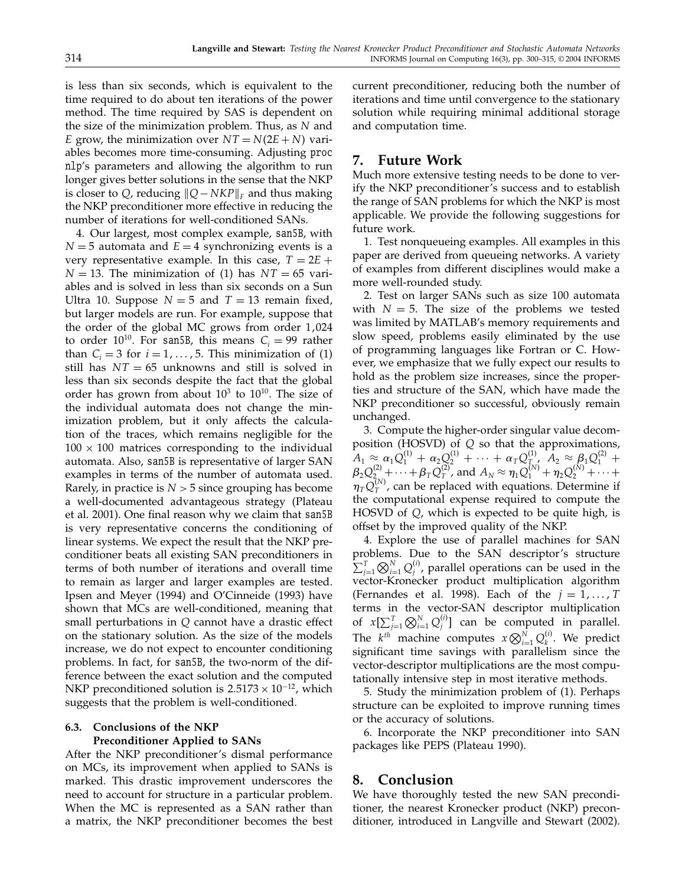is less than six seconds, which is equivalent to the time required to do about ten iterations of the power method. The time required by SAS is dependent on the size of the minimization problem. Thus, as $N$ and $E$ grow, the minimization over $NT = N(2E+N)$ variables becomes more time-consuming. Adjusting `proc nlp`'s parameters and allowing the algorithm to run longer gives better solutions in the sense that the NKP is closer to $Q$, reducing $\|Q - NKP\|_F$ and thus making the NKP preconditioner more effective in reducing the number of iterations for well-conditioned SANs.

4. Our largest, most complex example, `san5B`, with $N = 5$ automata and $E = 4$ synchronizing events is a very representative example. In this case, $T = 2E + N = 13$. The minimization of (1) has $NT = 65$ variables and is solved in less than six seconds on a Sun Ultra 10. Suppose $N = 5$ and $T = 13$ remain fixed, but larger models are run. For example, suppose that the order of the global MC grows from order 1,024 to order $10^{10}$. For `san5B`, this means $C_i = 99$ rather than $C_i = 3$ for $i = 1, \ldots, 5$. This minimization of (1) still has $NT = 65$ unknowns and still is solved in less than six seconds despite the fact that the global order has grown from about $10^3$ to $10^{10}$. The size of the individual automata does not change the minimization problem, but it only affects the calculation of the traces, which remains negligible for the $100 \times 100$ matrices corresponding to the individual automata. Also, `san5B` is representative of larger SAN examples in terms of the number of automata used. Rarely, in practice is $N > 5$ since grouping has become a well-documented advantageous strategy (Plateau et al. 2001). One final reason why we claim that `san5B` is very representative concerns the conditioning of linear systems. We expect the result that the NKP preconditioner beats all existing SAN preconditioners in terms of both number of iterations and overall time to remain as larger and larger examples are tested. Ipsen and Meyer (1994) and O'Cinneide (1993) have shown that MCs are well-conditioned, meaning that small perturbations in $Q$ cannot have a drastic effect on the stationary solution. As the size of the models increase, we do not expect to encounter conditioning problems. In fact, for `san5B`, the two-norm of the difference between the exact solution and the computed NKP preconditioned solution is $2.5173 \times 10^{-12}$, which suggests that the problem is well-conditioned.

### 6.3. Conclusions of the NKP Preconditioner Applied to SANs

After the NKP preconditioner's dismal performance on MCs, its improvement when applied to SANs is marked. This drastic improvement underscores the need to account for structure in a particular problem. When the MC is represented as a SAN rather than a matrix, the NKP preconditioner becomes the best current preconditioner, reducing both the number of iterations and time until convergence to the stationary solution while requiring minimal additional storage and computation time.

## 7. Future Work

Much more extensive testing needs to be done to verify the NKP preconditioner's success and to establish the range of SAN problems for which the NKP is most applicable. We provide the following suggestions for future work.

1. Test nonqueueing examples. All examples in this paper are derived from queueing networks. A variety of examples from different disciplines would make a more well-rounded study.

2. Test on larger SANs such as size 100 automata with $N = 5$. The size of the problems we tested was limited by MATLAB's memory requirements and slow speed, problems easily eliminated by the use of programming languages like Fortran or C. However, we emphasize that we fully expect our results to hold as the problem size increases, since the properties and structure of the SAN, which have made the NKP preconditioner so successful, obviously remain unchanged.

3. Compute the higher-order singular value decomposition (HOSVD) of $Q$ so that the approximations, $A_1 \approx \alpha_1 Q_1^{(1)} + \alpha_2 Q_2^{(1)} + \cdots + \alpha_T Q_T^{(1)}$, $A_2 \approx \beta_1 Q_1^{(2)} + \beta_2 Q_2^{(2)} + \cdots + \beta_T Q_T^{(2)}$, and $A_N \approx \eta_1 Q_1^{(N)} + \eta_2 Q_2^{(N)} + \cdots + \eta_T Q_T^{(N)}$, can be replaced with equations. Determine if the computational expense required to compute the HOSVD of $Q$, which is expected to be quite high, is offset by the improved quality of the NKP.

4. Explore the use of parallel machines for SAN problems. Due to the SAN descriptor's structure $\sum_{j=1}^{T} \bigotimes_{i=1}^{N} Q_j^{(i)}$, parallel operations can be used in the vector-Kronecker product multiplication algorithm (Fernandes et al. 1998). Each of the $j = 1, \ldots, T$ terms in the vector-SAN descriptor multiplication of $x[\sum_{j=1}^{T} \bigotimes_{i=1}^{N} Q_j^{(i)}]$ can be computed in parallel. The $k^{th}$ machine computes $x \bigotimes_{i=1}^{N} Q_k^{(i)}$. We predict significant time savings with parallelism since the vector-descriptor multiplications are the most computationally intensive step in most iterative methods.

5. Study the minimization problem of (1). Perhaps structure can be exploited to improve running times or the accuracy of solutions.

6. Incorporate the NKP preconditioner into SAN packages like PEPS (Plateau 1990).

## 8. Conclusion

We have thoroughly tested the new SAN preconditioner, the nearest Kronecker product (NKP) preconditioner, introduced in Langville and Stewart (2002).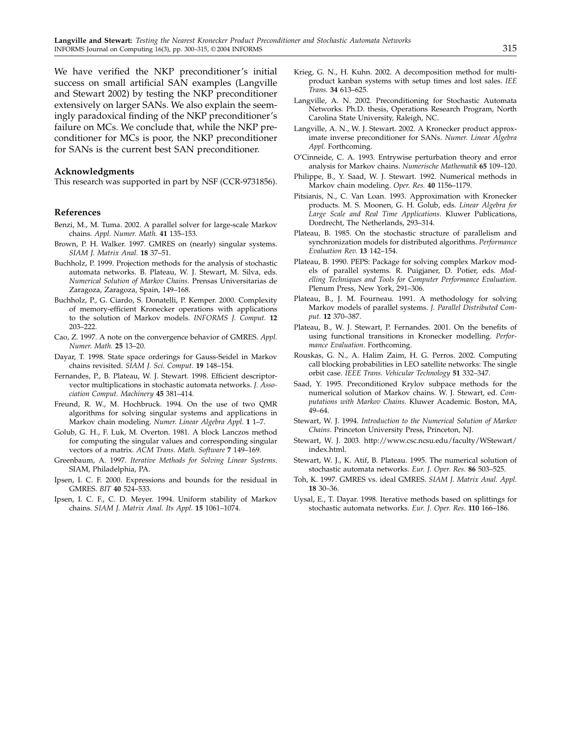We have verified the NKP preconditioner's initial success on small artificial SAN examples (Langville and Stewart 2002) by testing the NKP preconditioner extensively on larger SANs. We also explain the seemingly paradoxical finding of the NKP preconditioner's failure on MCs. We conclude that, while the NKP preconditioner for MCs is poor, the NKP preconditioner for SANs is the current best SAN preconditioner.

### Acknowledgments

This research was supported in part by NSF (CCR-9731856).

### References

Benzi, M., M. Tuma. 2002. A parallel solver for large-scale Markov chains. *Appl. Numer. Math.* **41** 135–153.

Brown, P. H. Walker. 1997. GMRES on (nearly) singular systems. *SIAM J. Matrix Anal.* **18** 37–51.

Buchholz, P. 1999. Projection methods for the analysis of stochastic automata networks. B. Plateau, W. J. Stewart, M. Silva, eds. *Numerical Solution of Markov Chains*. Prensas Universitarias de Zaragoza, Zaragoza, Spain, 149–168.

Buchholz, P., G. Ciardo, S. Donatelli, P. Kemper. 2000. Complexity of memory-efficient Kronecker operations with applications to the solution of Markov models. *INFORMS J. Comput.* **12** 203–222.

Cao, Z. 1997. A note on the convergence behavior of GMRES. *Appl. Numer. Math.* **25** 13–20.

Dayar, T. 1998. State space orderings for Gauss-Seidel in Markov chains revisited. *SIAM J. Sci. Comput.* **19** 148–154.

Fernandes, P., B. Plateau, W. J. Stewart. 1998. Efficient descriptor-vector multiplications in stochastic automata networks. *J. Association Comput. Machinery* **45** 381–414.

Freund, R. W., M. Hochbruck. 1994. On the use of two QMR algorithms for solving singular systems and applications in Markov chain modeling. *Numer. Linear Algebra Appl.* **1** 1–7.

Golub, G. H., F. Luk, M. Overton. 1981. A block Lanczos method for computing the singular values and corresponding singular vectors of a matrix. *ACM Trans. Math. Software* **7** 149–169.

Greenbaum, A. 1997. *Iterative Methods for Solving Linear Systems*. SIAM, Philadelphia, PA.

Ipsen, I. C. F. 2000. Expressions and bounds for the residual in GMRES. *BIT* **40** 524–533.

Ipsen, I. C. F., C. D. Meyer. 1994. Uniform stability of Markov chains. *SIAM J. Matrix Anal. Its Appl.* **15** 1061–1074.

Krieg, G. N., H. Kuhn. 2002. A decomposition method for multi-product kanban systems with setup times and lost sales. *IEE Trans.* **34** 613–625.

Langville, A. N. 2002. Preconditioning for Stochastic Automata Networks. Ph.D. thesis, Operations Research Program, North Carolina State University, Raleigh, NC.

Langville, A. N., W. J. Stewart. 2002. A Kronecker product approximate inverse preconditioner for SANs. *Numer. Linear Algebra Appl.* Forthcoming.

O'Cinneide, C. A. 1993. Entrywise perturbation theory and error analysis for Markov chains. *Numerische Mathematik* **65** 109–120.

Philippe, B., Y. Saad, W. J. Stewart. 1992. Numerical methods in Markov chain modeling. *Oper. Res.* **40** 1156–1179.

Pitsianis, N., C. Van Loan. 1993. Approximation with Kronecker products. M. S. Moonen, G. H. Golub, eds. *Linear Algebra for Large Scale and Real Time Applications*. Kluwer Publications, Dordrecht, The Netherlands, 293–314.

Plateau, B. 1985. On the stochastic structure of parallelism and synchronization models for distributed algorithms. *Performance Evaluation Rev.* **13** 142–154.

Plateau, B. 1990. PEPS: Package for solving complex Markov models of parallel systems. R. Puigjaner, D. Potier, eds. *Modelling Techniques and Tools for Computer Performance Evaluation*. Plenum Press, New York, 291–306.

Plateau, B., J. M. Fourneau. 1991. A methodology for solving Markov models of parallel systems. *J. Parallel Distributed Comput.* **12** 370–387.

Plateau, B., W. J. Stewart, P. Fernandes. 2001. On the benefits of using functional transitions in Kronecker modelling. *Performance Evaluation*. Forthcoming.

Rouskas, G. N., A. Halim Zaim, H. G. Perros. 2002. Computing call blocking probabilities in LEO satellite networks: The single orbit case. *IEEE Trans. Vehicular Technology* **51** 332–347.

Saad, Y. 1995. Preconditioned Krylov subpace methods for the numerical solution of Markov chains. W. J. Stewart, ed. *Computations with Markov Chains*. Kluwer Academic. Boston, MA, 49–64.

Stewart, W. J. 1994. *Introduction to the Numerical Solution of Markov Chains*. Princeton University Press, Princeton, NJ.

Stewart, W. J. 2003. http://www.csc.ncsu.edu/faculty/WStewart/index.html.

Stewart, W. J., K. Atif, B. Plateau. 1995. The numerical solution of stochastic automata networks. *Eur. J. Oper. Res.* **86** 503–525.

Toh, K. 1997. GMRES vs. ideal GMRES. *SIAM J. Matrix Anal. Appl.* **18** 30–36.

Uysal, E., T. Dayar. 1998. Iterative methods based on splittings for stochastic automata networks. *Eur. J. Oper. Res.* **110** 166–186.